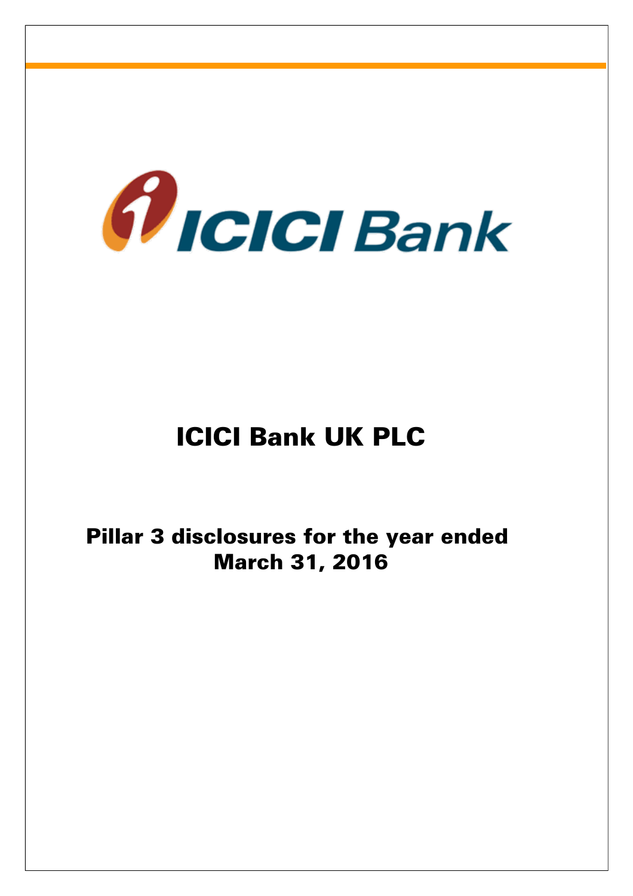# ICICI Bank UK PLC

## Pillar 3 disclosures for the year ended March 31, 2016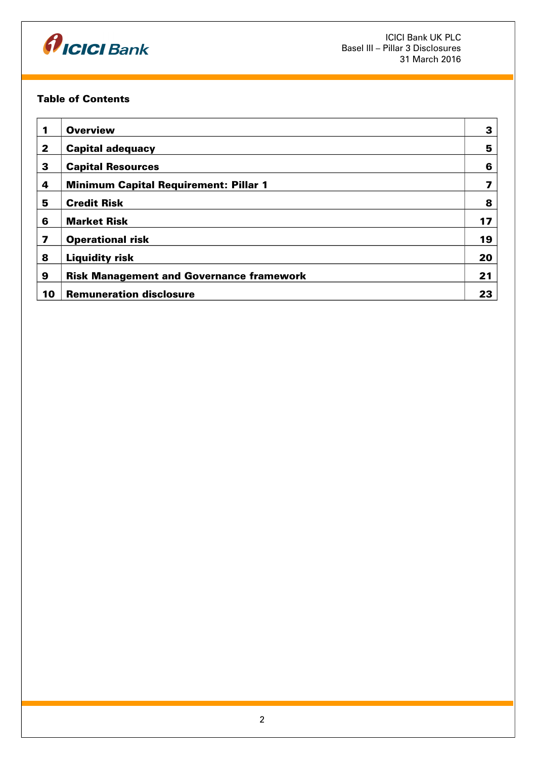## Table of Contents

| | | |
|---|---|---|
| 1 | **Overview** | 3 |
| 2 | **Capital adequacy** | 5 |
| 3 | **Capital Resources** | 6 |
| 4 | **Minimum Capital Requirement: Pillar 1** | 7 |
| 5 | **Credit Risk** | 8 |
| 6 | **Market Risk** | 17 |
| 7 | **Operational risk** | 19 |
| 8 | **Liquidity risk** | 20 |
| 9 | **Risk Management and Governance framework** | 21 |
| 10 | **Remuneration disclosure** | 23 |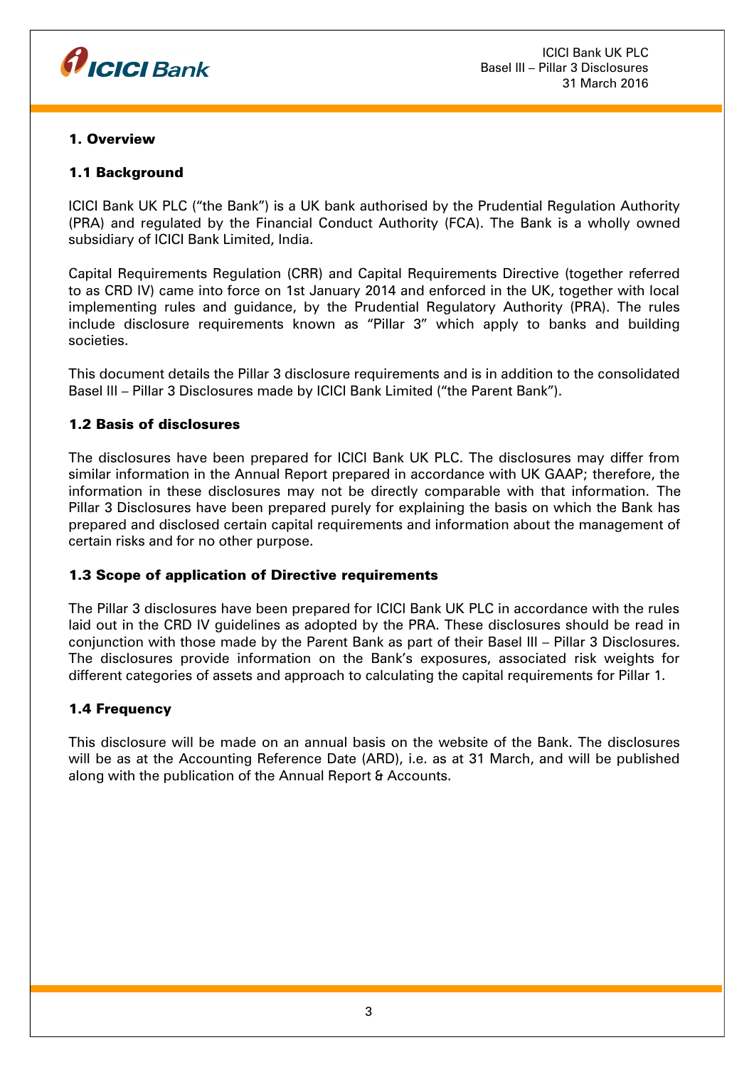## 1. Overview

### 1.1 Background

ICICI Bank UK PLC ("the Bank") is a UK bank authorised by the Prudential Regulation Authority (PRA) and regulated by the Financial Conduct Authority (FCA). The Bank is a wholly owned subsidiary of ICICI Bank Limited, India.

Capital Requirements Regulation (CRR) and Capital Requirements Directive (together referred to as CRD IV) came into force on 1st January 2014 and enforced in the UK, together with local implementing rules and guidance, by the Prudential Regulatory Authority (PRA). The rules include disclosure requirements known as "Pillar 3" which apply to banks and building societies.

This document details the Pillar 3 disclosure requirements and is in addition to the consolidated Basel III – Pillar 3 Disclosures made by ICICI Bank Limited ("the Parent Bank").

### 1.2 Basis of disclosures

The disclosures have been prepared for ICICI Bank UK PLC. The disclosures may differ from similar information in the Annual Report prepared in accordance with UK GAAP; therefore, the information in these disclosures may not be directly comparable with that information. The Pillar 3 Disclosures have been prepared purely for explaining the basis on which the Bank has prepared and disclosed certain capital requirements and information about the management of certain risks and for no other purpose.

### 1.3 Scope of application of Directive requirements

The Pillar 3 disclosures have been prepared for ICICI Bank UK PLC in accordance with the rules laid out in the CRD IV guidelines as adopted by the PRA. These disclosures should be read in conjunction with those made by the Parent Bank as part of their Basel III – Pillar 3 Disclosures. The disclosures provide information on the Bank's exposures, associated risk weights for different categories of assets and approach to calculating the capital requirements for Pillar 1.

### 1.4 Frequency

This disclosure will be made on an annual basis on the website of the Bank. The disclosures will be as at the Accounting Reference Date (ARD), i.e. as at 31 March, and will be published along with the publication of the Annual Report & Accounts.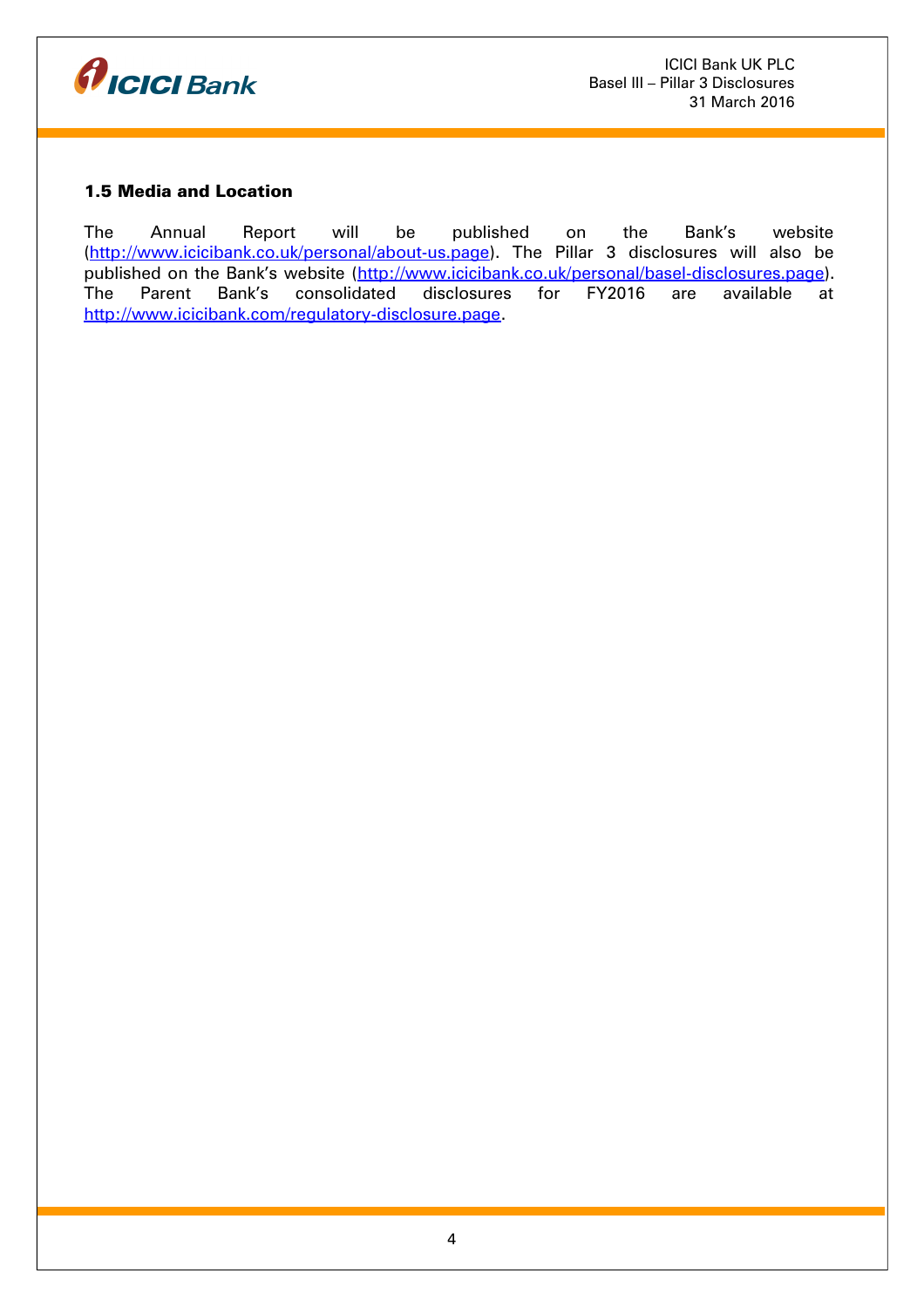### 1.5 Media and Location

The Annual Report will be published on the Bank's website (http://www.icicibank.co.uk/personal/about-us.page). The Pillar 3 disclosures will also be published on the Bank's website (http://www.icicibank.co.uk/personal/basel-disclosures.page). The Parent Bank's consolidated disclosures for FY2016 are available at http://www.icicibank.com/regulatory-disclosure.page.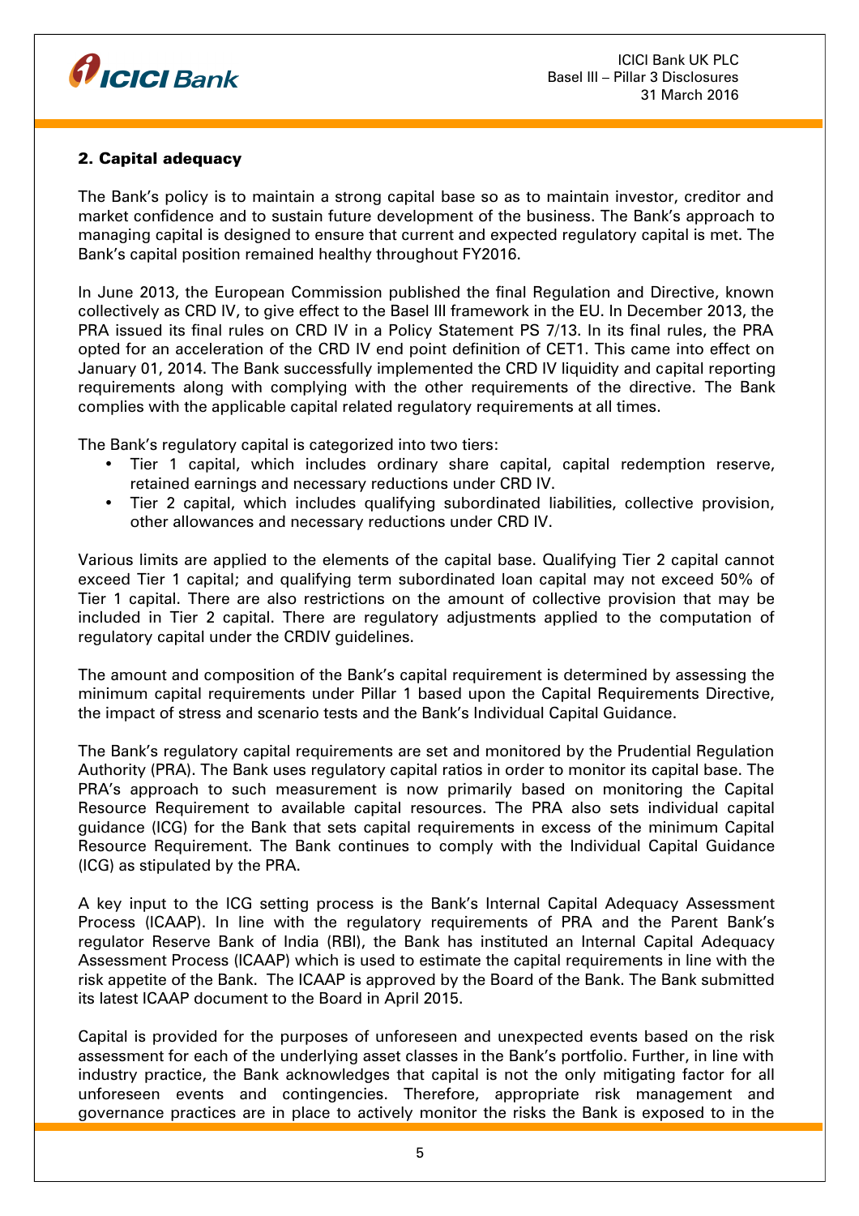## 2. Capital adequacy

The Bank's policy is to maintain a strong capital base so as to maintain investor, creditor and market confidence and to sustain future development of the business. The Bank's approach to managing capital is designed to ensure that current and expected regulatory capital is met. The Bank's capital position remained healthy throughout FY2016.

In June 2013, the European Commission published the final Regulation and Directive, known collectively as CRD IV, to give effect to the Basel III framework in the EU. In December 2013, the PRA issued its final rules on CRD IV in a Policy Statement PS 7/13. In its final rules, the PRA opted for an acceleration of the CRD IV end point definition of CET1. This came into effect on January 01, 2014. The Bank successfully implemented the CRD IV liquidity and capital reporting requirements along with complying with the other requirements of the directive. The Bank complies with the applicable capital related regulatory requirements at all times.

The Bank's regulatory capital is categorized into two tiers:

- Tier 1 capital, which includes ordinary share capital, capital redemption reserve, retained earnings and necessary reductions under CRD IV.
- Tier 2 capital, which includes qualifying subordinated liabilities, collective provision, other allowances and necessary reductions under CRD IV.

Various limits are applied to the elements of the capital base. Qualifying Tier 2 capital cannot exceed Tier 1 capital; and qualifying term subordinated loan capital may not exceed 50% of Tier 1 capital. There are also restrictions on the amount of collective provision that may be included in Tier 2 capital. There are regulatory adjustments applied to the computation of regulatory capital under the CRDIV guidelines.

The amount and composition of the Bank's capital requirement is determined by assessing the minimum capital requirements under Pillar 1 based upon the Capital Requirements Directive, the impact of stress and scenario tests and the Bank's Individual Capital Guidance.

The Bank's regulatory capital requirements are set and monitored by the Prudential Regulation Authority (PRA). The Bank uses regulatory capital ratios in order to monitor its capital base. The PRA's approach to such measurement is now primarily based on monitoring the Capital Resource Requirement to available capital resources. The PRA also sets individual capital guidance (ICG) for the Bank that sets capital requirements in excess of the minimum Capital Resource Requirement. The Bank continues to comply with the Individual Capital Guidance (ICG) as stipulated by the PRA.

A key input to the ICG setting process is the Bank's Internal Capital Adequacy Assessment Process (ICAAP). In line with the regulatory requirements of PRA and the Parent Bank's regulator Reserve Bank of India (RBI), the Bank has instituted an Internal Capital Adequacy Assessment Process (ICAAP) which is used to estimate the capital requirements in line with the risk appetite of the Bank. The ICAAP is approved by the Board of the Bank. The Bank submitted its latest ICAAP document to the Board in April 2015.

Capital is provided for the purposes of unforeseen and unexpected events based on the risk assessment for each of the underlying asset classes in the Bank's portfolio. Further, in line with industry practice, the Bank acknowledges that capital is not the only mitigating factor for all unforeseen events and contingencies. Therefore, appropriate risk management and governance practices are in place to actively monitor the risks the Bank is exposed to in the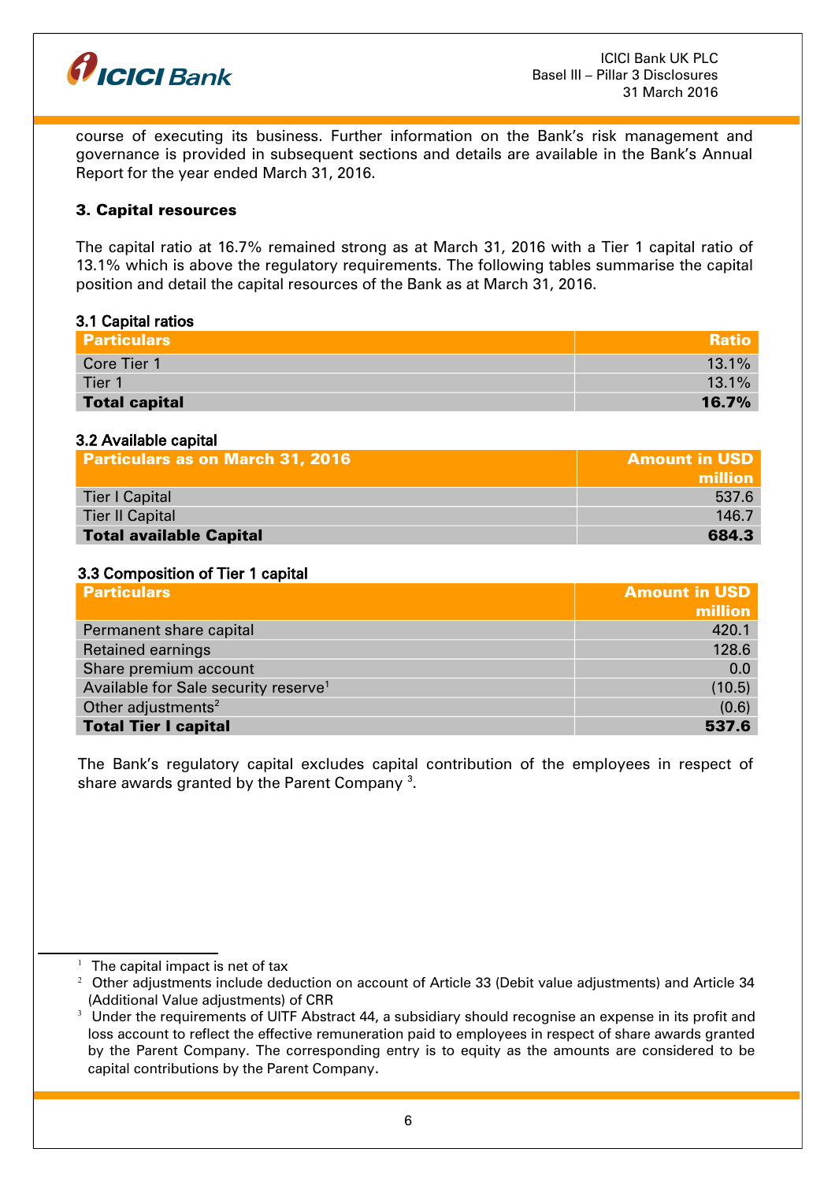course of executing its business. Further information on the Bank's risk management and governance is provided in subsequent sections and details are available in the Bank's Annual Report for the year ended March 31, 2016.

## 3. Capital resources

The capital ratio at 16.7% remained strong as at March 31, 2016 with a Tier 1 capital ratio of 13.1% which is above the regulatory requirements. The following tables summarise the capital position and detail the capital resources of the Bank as at March 31, 2016.

### 3.1 Capital ratios

| Particulars | Ratio |
|---|---|
| Core Tier 1 | 13.1% |
| Tier 1 | 13.1% |
| **Total capital** | **16.7%** |

### 3.2 Available capital

| Particulars as on March 31, 2016 | Amount in USD million |
|---|---|
| Tier I Capital | 537.6 |
| Tier II Capital | 146.7 |
| **Total available Capital** | **684.3** |

### 3.3 Composition of Tier 1 capital

| Particulars | Amount in USD million |
|---|---|
| Permanent share capital | 420.1 |
| Retained earnings | 128.6 |
| Share premium account | 0.0 |
| Available for Sale security reserve[1] | (10.5) |
| Other adjustments[2] | (0.6) |
| **Total Tier I capital** | **537.6** |

The Bank's regulatory capital excludes capital contribution of the employees in respect of share awards granted by the Parent Company [3].

---

[1] The capital impact is net of tax

[2] Other adjustments include deduction on account of Article 33 (Debit value adjustments) and Article 34 (Additional Value adjustments) of CRR

[3] Under the requirements of UITF Abstract 44, a subsidiary should recognise an expense in its profit and loss account to reflect the effective remuneration paid to employees in respect of share awards granted by the Parent Company. The corresponding entry is to equity as the amounts are considered to be capital contributions by the Parent Company.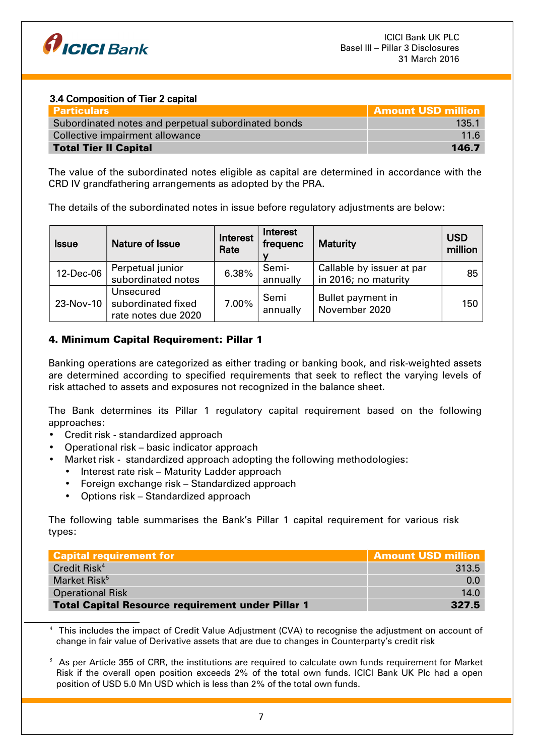### 3.4 Composition of Tier 2 capital

| Particulars | Amount USD million |
|---|---|
| Subordinated notes and perpetual subordinated bonds | 135.1 |
| Collective impairment allowance | 11.6 |
| **Total Tier II Capital** | **146.7** |

The value of the subordinated notes eligible as capital are determined in accordance with the CRD IV grandfathering arrangements as adopted by the PRA.

The details of the subordinated notes in issue before regulatory adjustments are below:

| Issue | Nature of Issue | Interest Rate | Interest frequency | Maturity | USD million |
|---|---|---|---|---|---|
| 12-Dec-06 | Perpetual junior subordinated notes | 6.38% | Semi-annually | Callable by issuer at par in 2016; no maturity | 85 |
| 23-Nov-10 | Unsecured subordinated fixed rate notes due 2020 | 7.00% | Semi annually | Bullet payment in November 2020 | 150 |

## 4. Minimum Capital Requirement: Pillar 1

Banking operations are categorized as either trading or banking book, and risk-weighted assets are determined according to specified requirements that seek to reflect the varying levels of risk attached to assets and exposures not recognized in the balance sheet.

The Bank determines its Pillar 1 regulatory capital requirement based on the following approaches:

- Credit risk - standardized approach
- Operational risk – basic indicator approach
- Market risk - standardized approach adopting the following methodologies:
  - Interest rate risk – Maturity Ladder approach
  - Foreign exchange risk – Standardized approach
  - Options risk – Standardized approach

The following table summarises the Bank's Pillar 1 capital requirement for various risk types:

| Capital requirement for | Amount USD million |
|---|---|
| Credit Risk[4] | 313.5 |
| Market Risk[5] | 0.0 |
| Operational Risk | 14.0 |
| **Total Capital Resource requirement under Pillar 1** | **327.5** |

[4] This includes the impact of Credit Value Adjustment (CVA) to recognise the adjustment on account of change in fair value of Derivative assets that are due to changes in Counterparty's credit risk

[5] As per Article 355 of CRR, the institutions are required to calculate own funds requirement for Market Risk if the overall open position exceeds 2% of the total own funds. ICICI Bank UK Plc had a open position of USD 5.0 Mn USD which is less than 2% of the total own funds.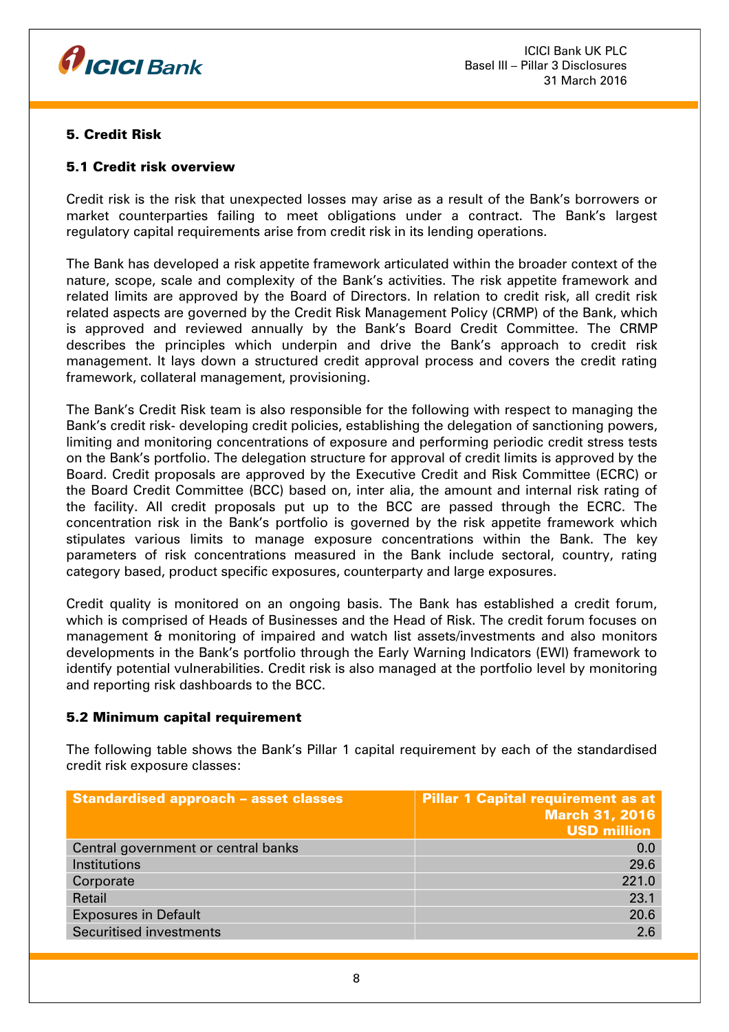## 5. Credit Risk

### 5.1 Credit risk overview

Credit risk is the risk that unexpected losses may arise as a result of the Bank's borrowers or market counterparties failing to meet obligations under a contract. The Bank's largest regulatory capital requirements arise from credit risk in its lending operations.

The Bank has developed a risk appetite framework articulated within the broader context of the nature, scope, scale and complexity of the Bank's activities. The risk appetite framework and related limits are approved by the Board of Directors. In relation to credit risk, all credit risk related aspects are governed by the Credit Risk Management Policy (CRMP) of the Bank, which is approved and reviewed annually by the Bank's Board Credit Committee. The CRMP describes the principles which underpin and drive the Bank's approach to credit risk management. It lays down a structured credit approval process and covers the credit rating framework, collateral management, provisioning.

The Bank's Credit Risk team is also responsible for the following with respect to managing the Bank's credit risk- developing credit policies, establishing the delegation of sanctioning powers, limiting and monitoring concentrations of exposure and performing periodic credit stress tests on the Bank's portfolio. The delegation structure for approval of credit limits is approved by the Board. Credit proposals are approved by the Executive Credit and Risk Committee (ECRC) or the Board Credit Committee (BCC) based on, inter alia, the amount and internal risk rating of the facility. All credit proposals put up to the BCC are passed through the ECRC. The concentration risk in the Bank's portfolio is governed by the risk appetite framework which stipulates various limits to manage exposure concentrations within the Bank. The key parameters of risk concentrations measured in the Bank include sectoral, country, rating category based, product specific exposures, counterparty and large exposures.

Credit quality is monitored on an ongoing basis. The Bank has established a credit forum, which is comprised of Heads of Businesses and the Head of Risk. The credit forum focuses on management & monitoring of impaired and watch list assets/investments and also monitors developments in the Bank's portfolio through the Early Warning Indicators (EWI) framework to identify potential vulnerabilities. Credit risk is also managed at the portfolio level by monitoring and reporting risk dashboards to the BCC.

### 5.2 Minimum capital requirement

The following table shows the Bank's Pillar 1 capital requirement by each of the standardised credit risk exposure classes:

| Standardised approach – asset classes | Pillar 1 Capital requirement as at March 31, 2016 USD million |
|---|---|
| Central government or central banks | 0.0 |
| Institutions | 29.6 |
| Corporate | 221.0 |
| Retail | 23.1 |
| Exposures in Default | 20.6 |
| Securitised investments | 2.6 |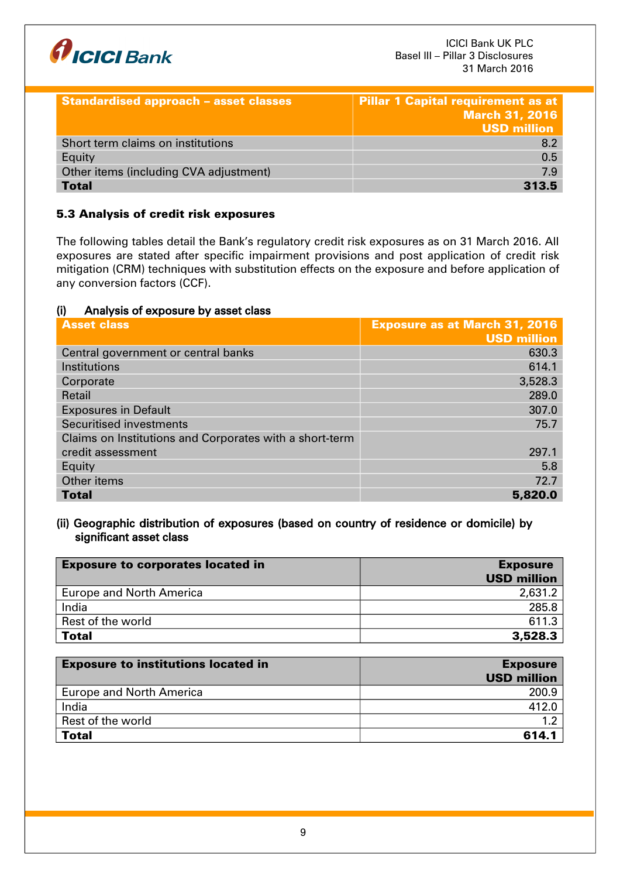| Standardised approach – asset classes | Pillar 1 Capital requirement as at March 31, 2016 USD million |
|---|---|
| Short term claims on institutions | 8.2 |
| Equity | 0.5 |
| Other items (including CVA adjustment) | 7.9 |
| **Total** | **313.5** |

### 5.3 Analysis of credit risk exposures

The following tables detail the Bank's regulatory credit risk exposures as on 31 March 2016. All exposures are stated after specific impairment provisions and post application of credit risk mitigation (CRM) techniques with substitution effects on the exposure and before application of any conversion factors (CCF).

**(i) Analysis of exposure by asset class**

| Asset class | Exposure as at March 31, 2016 USD million |
|---|---|
| Central government or central banks | 630.3 |
| Institutions | 614.1 |
| Corporate | 3,528.3 |
| Retail | 289.0 |
| Exposures in Default | 307.0 |
| Securitised investments | 75.7 |
| Claims on Institutions and Corporates with a short-term credit assessment | 297.1 |
| Equity | 5.8 |
| Other items | 72.7 |
| **Total** | **5,820.0** |

**(ii) Geographic distribution of exposures (based on country of residence or domicile) by significant asset class**

| Exposure to corporates located in | Exposure USD million |
|---|---|
| Europe and North America | 2,631.2 |
| India | 285.8 |
| Rest of the world | 611.3 |
| **Total** | **3,528.3** |

| Exposure to institutions located in | Exposure USD million |
|---|---|
| Europe and North America | 200.9 |
| India | 412.0 |
| Rest of the world | 1.2 |
| **Total** | **614.1** |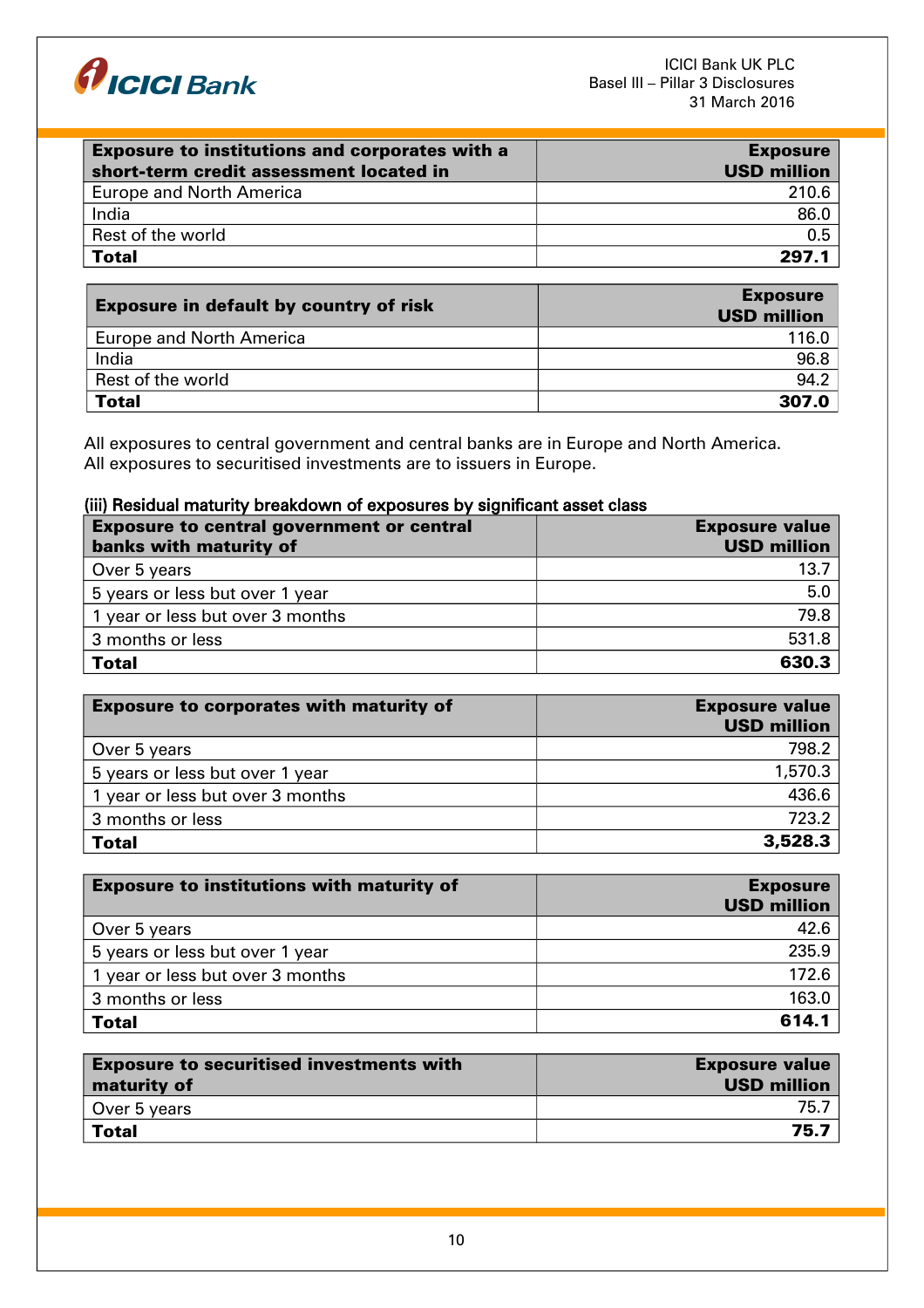| Exposure to institutions and corporates with a short-term credit assessment located in | Exposure USD million |
|---|---|
| Europe and North America | 210.6 |
| India | 86.0 |
| Rest of the world | 0.5 |
| **Total** | **297.1** |

| Exposure in default by country of risk | Exposure USD million |
|---|---|
| Europe and North America | 116.0 |
| India | 96.8 |
| Rest of the world | 94.2 |
| **Total** | **307.0** |

All exposures to central government and central banks are in Europe and North America.
All exposures to securitised investments are to issuers in Europe.

### (iii) Residual maturity breakdown of exposures by significant asset class

| Exposure to central government or central banks with maturity of | Exposure value USD million |
|---|---|
| Over 5 years | 13.7 |
| 5 years or less but over 1 year | 5.0 |
| 1 year or less but over 3 months | 79.8 |
| 3 months or less | 531.8 |
| **Total** | **630.3** |

| Exposure to corporates with maturity of | Exposure value USD million |
|---|---|
| Over 5 years | 798.2 |
| 5 years or less but over 1 year | 1,570.3 |
| 1 year or less but over 3 months | 436.6 |
| 3 months or less | 723.2 |
| **Total** | **3,528.3** |

| Exposure to institutions with maturity of | Exposure USD million |
|---|---|
| Over 5 years | 42.6 |
| 5 years or less but over 1 year | 235.9 |
| 1 year or less but over 3 months | 172.6 |
| 3 months or less | 163.0 |
| **Total** | **614.1** |

| Exposure to securitised investments with maturity of | Exposure value USD million |
|---|---|
| Over 5 years | 75.7 |
| **Total** | **75.7** |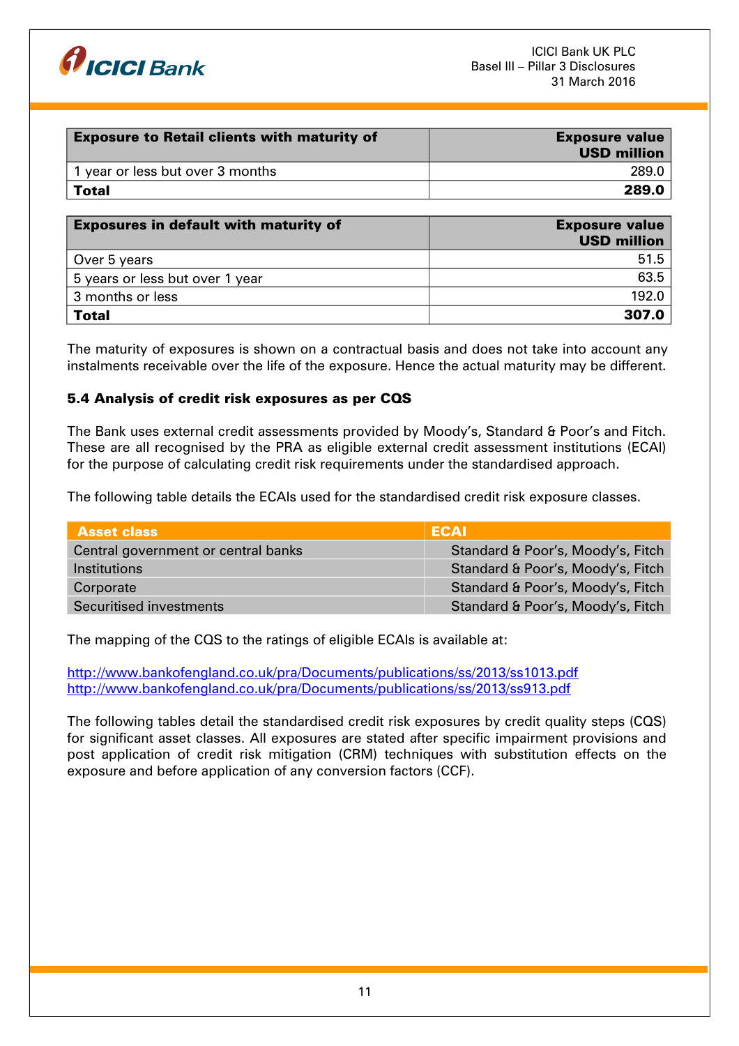| Exposure to Retail clients with maturity of | Exposure value USD million |
|---|---|
| 1 year or less but over 3 months | 289.0 |
| **Total** | **289.0** |

| Exposures in default with maturity of | Exposure value USD million |
|---|---|
| Over 5 years | 51.5 |
| 5 years or less but over 1 year | 63.5 |
| 3 months or less | 192.0 |
| **Total** | **307.0** |

The maturity of exposures is shown on a contractual basis and does not take into account any instalments receivable over the life of the exposure. Hence the actual maturity may be different.

### 5.4 Analysis of credit risk exposures as per CQS

The Bank uses external credit assessments provided by Moody's, Standard & Poor's and Fitch. These are all recognised by the PRA as eligible external credit assessment institutions (ECAI) for the purpose of calculating credit risk requirements under the standardised approach.

The following table details the ECAIs used for the standardised credit risk exposure classes.

| Asset class | ECAI |
|---|---|
| Central government or central banks | Standard & Poor's, Moody's, Fitch |
| Institutions | Standard & Poor's, Moody's, Fitch |
| Corporate | Standard & Poor's, Moody's, Fitch |
| Securitised investments | Standard & Poor's, Moody's, Fitch |

The mapping of the CQS to the ratings of eligible ECAIs is available at:

http://www.bankofengland.co.uk/pra/Documents/publications/ss/2013/ss1013.pdf
http://www.bankofengland.co.uk/pra/Documents/publications/ss/2013/ss913.pdf

The following tables detail the standardised credit risk exposures by credit quality steps (CQS) for significant asset classes. All exposures are stated after specific impairment provisions and post application of credit risk mitigation (CRM) techniques with substitution effects on the exposure and before application of any conversion factors (CCF).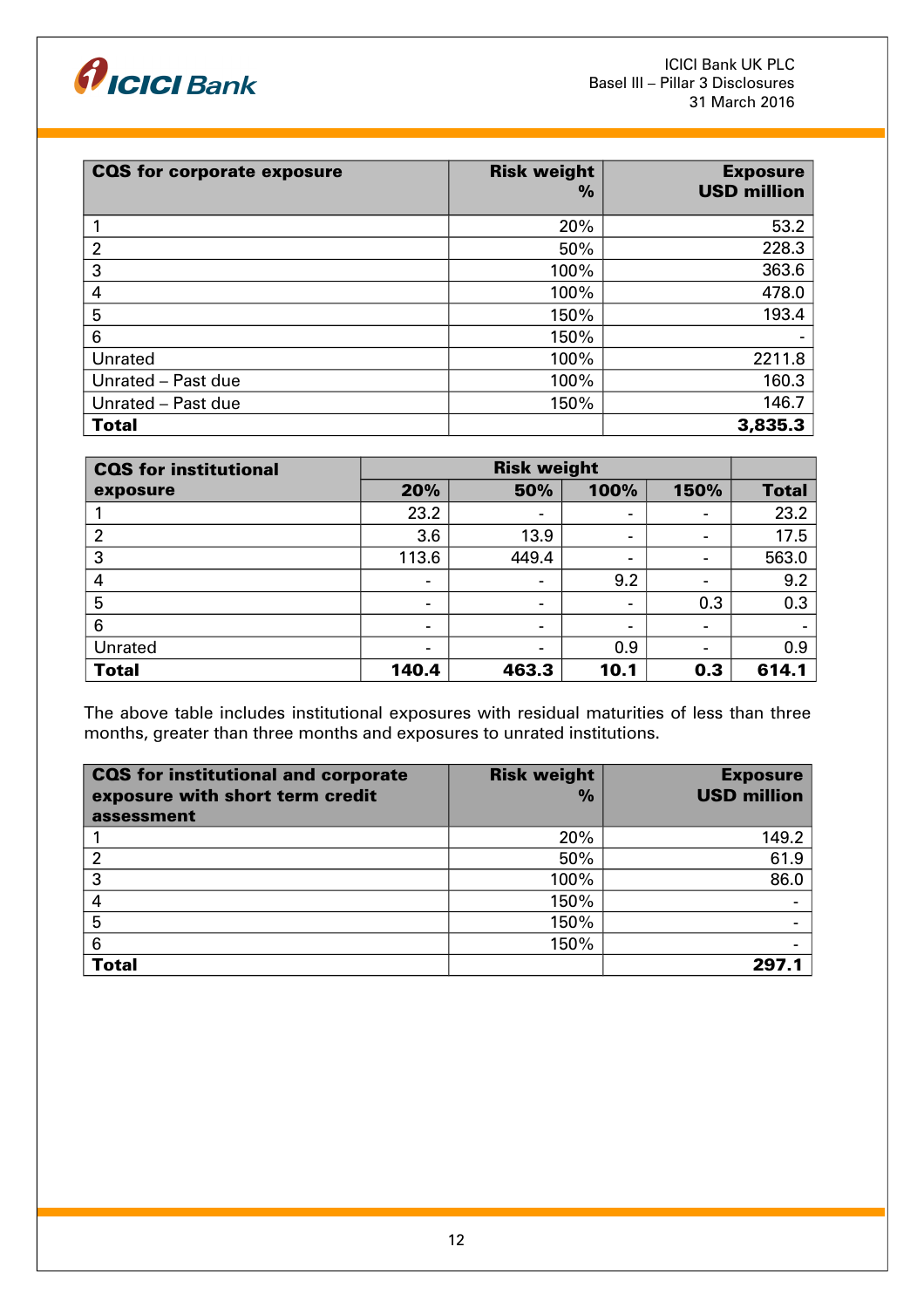| CQS for corporate exposure | Risk weight % | Exposure USD million |
|---|---|---|
| 1 | 20% | 53.2 |
| 2 | 50% | 228.3 |
| 3 | 100% | 363.6 |
| 4 | 100% | 478.0 |
| 5 | 150% | 193.4 |
| 6 | 150% | - |
| Unrated | 100% | 2211.8 |
| Unrated – Past due | 100% | 160.3 |
| Unrated – Past due | 150% | 146.7 |
| **Total** | | **3,835.3** |

| CQS for institutional exposure | Risk weight | | | | |
|---|---|---|---|---|---|
| | **20%** | **50%** | **100%** | **150%** | **Total** |
| 1 | 23.2 | - | - | - | 23.2 |
| 2 | 3.6 | 13.9 | - | - | 17.5 |
| 3 | 113.6 | 449.4 | - | - | 563.0 |
| 4 | - | - | 9.2 | - | 9.2 |
| 5 | - | - | - | 0.3 | 0.3 |
| 6 | - | - | - | - | - |
| Unrated | - | - | 0.9 | - | 0.9 |
| **Total** | **140.4** | **463.3** | **10.1** | **0.3** | **614.1** |

The above table includes institutional exposures with residual maturities of less than three months, greater than three months and exposures to unrated institutions.

| CQS for institutional and corporate exposure with short term credit assessment | Risk weight % | Exposure USD million |
|---|---|---|
| 1 | 20% | 149.2 |
| 2 | 50% | 61.9 |
| 3 | 100% | 86.0 |
| 4 | 150% | - |
| 5 | 150% | - |
| 6 | 150% | - |
| **Total** | | **297.1** |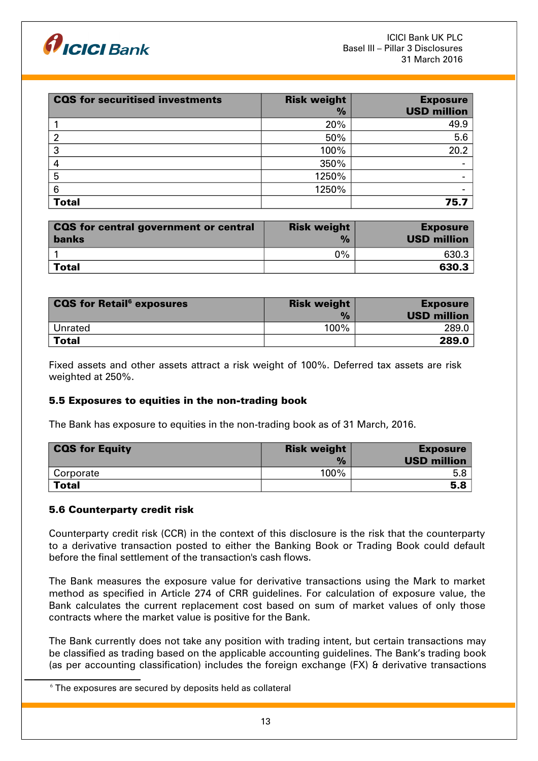| CQS for securitised investments | Risk weight % | Exposure USD million |
|---|---|---|
| 1 | 20% | 49.9 |
| 2 | 50% | 5.6 |
| 3 | 100% | 20.2 |
| 4 | 350% | - |
| 5 | 1250% | - |
| 6 | 1250% | - |
| **Total** | | **75.7** |

| CQS for central government or central banks | Risk weight % | Exposure USD million |
|---|---|---|
| 1 | 0% | 630.3 |
| **Total** | | **630.3** |

| CQS for Retail[6] exposures | Risk weight % | Exposure USD million |
|---|---|---|
| Unrated | 100% | 289.0 |
| **Total** | | **289.0** |

Fixed assets and other assets attract a risk weight of 100%. Deferred tax assets are risk weighted at 250%.

### 5.5 Exposures to equities in the non-trading book

The Bank has exposure to equities in the non-trading book as of 31 March, 2016.

| CQS for Equity | Risk weight % | Exposure USD million |
|---|---|---|
| Corporate | 100% | 5.8 |
| **Total** | | **5.8** |

### 5.6 Counterparty credit risk

Counterparty credit risk (CCR) in the context of this disclosure is the risk that the counterparty to a derivative transaction posted to either the Banking Book or Trading Book could default before the final settlement of the transaction's cash flows.

The Bank measures the exposure value for derivative transactions using the Mark to market method as specified in Article 274 of CRR guidelines. For calculation of exposure value, the Bank calculates the current replacement cost based on sum of market values of only those contracts where the market value is positive for the Bank.

The Bank currently does not take any position with trading intent, but certain transactions may be classified as trading based on the applicable accounting guidelines. The Bank's trading book (as per accounting classification) includes the foreign exchange (FX) & derivative transactions

[6] The exposures are secured by deposits held as collateral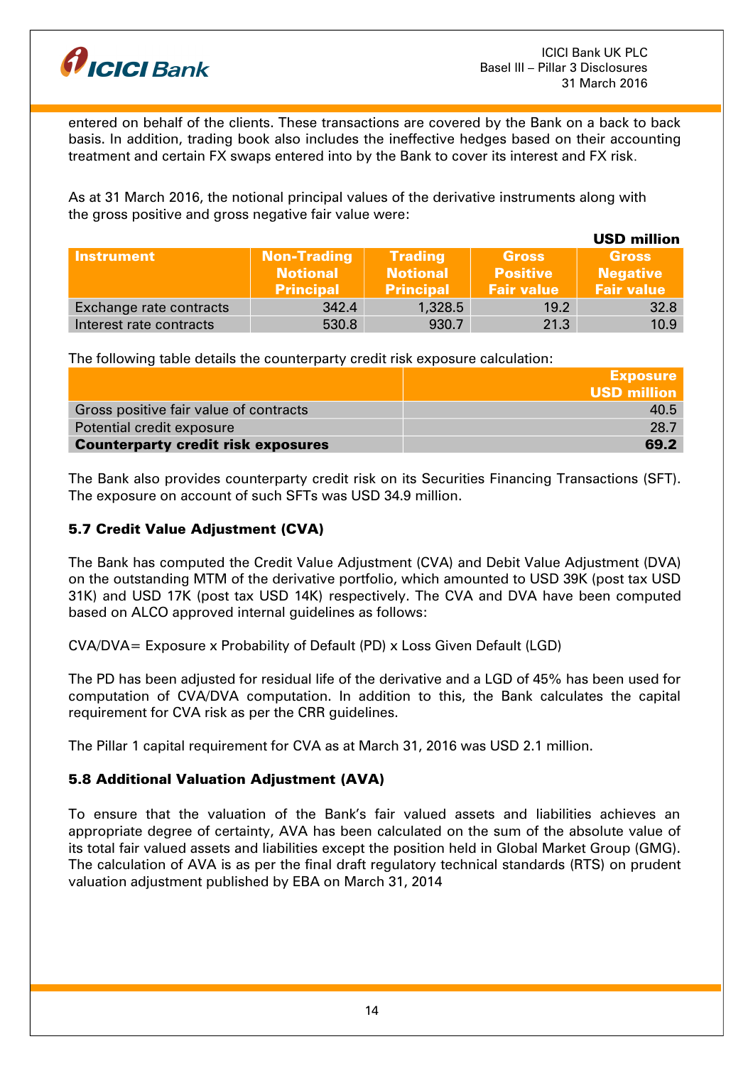entered on behalf of the clients. These transactions are covered by the Bank on a back to back basis. In addition, trading book also includes the ineffective hedges based on their accounting treatment and certain FX swaps entered into by the Bank to cover its interest and FX risk.

As at 31 March 2016, the notional principal values of the derivative instruments along with the gross positive and gross negative fair value were:

**USD million**

| Instrument | Non-Trading Notional Principal | Trading Notional Principal | Gross Positive Fair value | Gross Negative Fair value |
|---|---|---|---|---|
| Exchange rate contracts | 342.4 | 1,328.5 | 19.2 | 32.8 |
| Interest rate contracts | 530.8 | 930.7 | 21.3 | 10.9 |

The following table details the counterparty credit risk exposure calculation:

| | Exposure USD million |
|---|---|
| Gross positive fair value of contracts | 40.5 |
| Potential credit exposure | 28.7 |
| **Counterparty credit risk exposures** | **69.2** |

The Bank also provides counterparty credit risk on its Securities Financing Transactions (SFT). The exposure on account of such SFTs was USD 34.9 million.

### 5.7 Credit Value Adjustment (CVA)

The Bank has computed the Credit Value Adjustment (CVA) and Debit Value Adjustment (DVA) on the outstanding MTM of the derivative portfolio, which amounted to USD 39K (post tax USD 31K) and USD 17K (post tax USD 14K) respectively. The CVA and DVA have been computed based on ALCO approved internal guidelines as follows:

CVA/DVA= Exposure x Probability of Default (PD) x Loss Given Default (LGD)

The PD has been adjusted for residual life of the derivative and a LGD of 45% has been used for computation of CVA/DVA computation. In addition to this, the Bank calculates the capital requirement for CVA risk as per the CRR guidelines.

The Pillar 1 capital requirement for CVA as at March 31, 2016 was USD 2.1 million.

### 5.8 Additional Valuation Adjustment (AVA)

To ensure that the valuation of the Bank's fair valued assets and liabilities achieves an appropriate degree of certainty, AVA has been calculated on the sum of the absolute value of its total fair valued assets and liabilities except the position held in Global Market Group (GMG). The calculation of AVA is as per the final draft regulatory technical standards (RTS) on prudent valuation adjustment published by EBA on March 31, 2014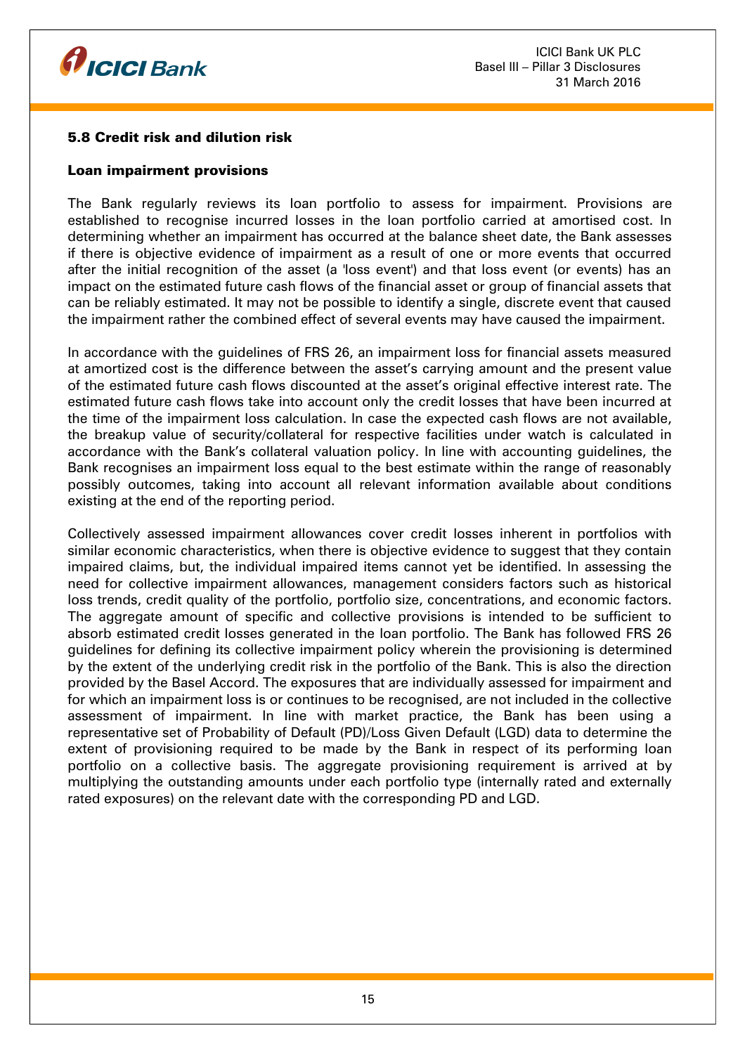## 5.8 Credit risk and dilution risk

### Loan impairment provisions

The Bank regularly reviews its loan portfolio to assess for impairment. Provisions are established to recognise incurred losses in the loan portfolio carried at amortised cost. In determining whether an impairment has occurred at the balance sheet date, the Bank assesses if there is objective evidence of impairment as a result of one or more events that occurred after the initial recognition of the asset (a 'loss event') and that loss event (or events) has an impact on the estimated future cash flows of the financial asset or group of financial assets that can be reliably estimated. It may not be possible to identify a single, discrete event that caused the impairment rather the combined effect of several events may have caused the impairment.

In accordance with the guidelines of FRS 26, an impairment loss for financial assets measured at amortized cost is the difference between the asset's carrying amount and the present value of the estimated future cash flows discounted at the asset's original effective interest rate. The estimated future cash flows take into account only the credit losses that have been incurred at the time of the impairment loss calculation. In case the expected cash flows are not available, the breakup value of security/collateral for respective facilities under watch is calculated in accordance with the Bank's collateral valuation policy. In line with accounting guidelines, the Bank recognises an impairment loss equal to the best estimate within the range of reasonably possibly outcomes, taking into account all relevant information available about conditions existing at the end of the reporting period.

Collectively assessed impairment allowances cover credit losses inherent in portfolios with similar economic characteristics, when there is objective evidence to suggest that they contain impaired claims, but, the individual impaired items cannot yet be identified. In assessing the need for collective impairment allowances, management considers factors such as historical loss trends, credit quality of the portfolio, portfolio size, concentrations, and economic factors. The aggregate amount of specific and collective provisions is intended to be sufficient to absorb estimated credit losses generated in the loan portfolio. The Bank has followed FRS 26 guidelines for defining its collective impairment policy wherein the provisioning is determined by the extent of the underlying credit risk in the portfolio of the Bank. This is also the direction provided by the Basel Accord. The exposures that are individually assessed for impairment and for which an impairment loss is or continues to be recognised, are not included in the collective assessment of impairment. In line with market practice, the Bank has been using a representative set of Probability of Default (PD)/Loss Given Default (LGD) data to determine the extent of provisioning required to be made by the Bank in respect of its performing loan portfolio on a collective basis. The aggregate provisioning requirement is arrived at by multiplying the outstanding amounts under each portfolio type (internally rated and externally rated exposures) on the relevant date with the corresponding PD and LGD.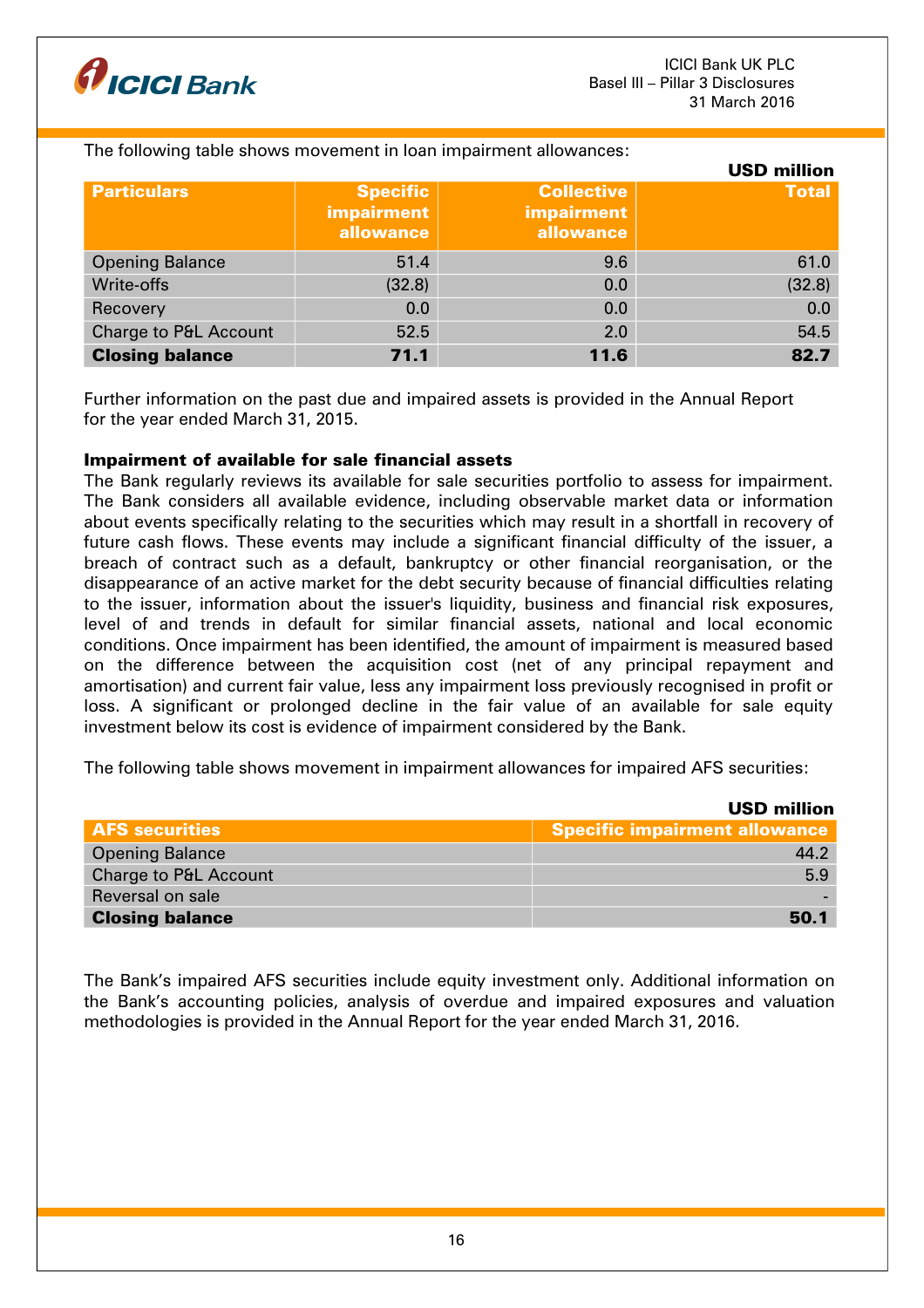The following table shows movement in loan impairment allowances:

**USD million**

| Particulars | Specific impairment allowance | Collective impairment allowance | Total |
|---|---|---|---|
| Opening Balance | 51.4 | 9.6 | 61.0 |
| Write-offs | (32.8) | 0.0 | (32.8) |
| Recovery | 0.0 | 0.0 | 0.0 |
| Charge to P&L Account | 52.5 | 2.0 | 54.5 |
| **Closing balance** | **71.1** | **11.6** | **82.7** |

Further information on the past due and impaired assets is provided in the Annual Report for the year ended March 31, 2015.

**Impairment of available for sale financial assets**

The Bank regularly reviews its available for sale securities portfolio to assess for impairment. The Bank considers all available evidence, including observable market data or information about events specifically relating to the securities which may result in a shortfall in recovery of future cash flows. These events may include a significant financial difficulty of the issuer, a breach of contract such as a default, bankruptcy or other financial reorganisation, or the disappearance of an active market for the debt security because of financial difficulties relating to the issuer, information about the issuer's liquidity, business and financial risk exposures, level of and trends in default for similar financial assets, national and local economic conditions. Once impairment has been identified, the amount of impairment is measured based on the difference between the acquisition cost (net of any principal repayment and amortisation) and current fair value, less any impairment loss previously recognised in profit or loss. A significant or prolonged decline in the fair value of an available for sale equity investment below its cost is evidence of impairment considered by the Bank.

The following table shows movement in impairment allowances for impaired AFS securities:

**USD million**

| AFS securities | Specific impairment allowance |
|---|---|
| Opening Balance | 44.2 |
| Charge to P&L Account | 5.9 |
| Reversal on sale | - |
| **Closing balance** | **50.1** |

The Bank's impaired AFS securities include equity investment only. Additional information on the Bank's accounting policies, analysis of overdue and impaired exposures and valuation methodologies is provided in the Annual Report for the year ended March 31, 2016.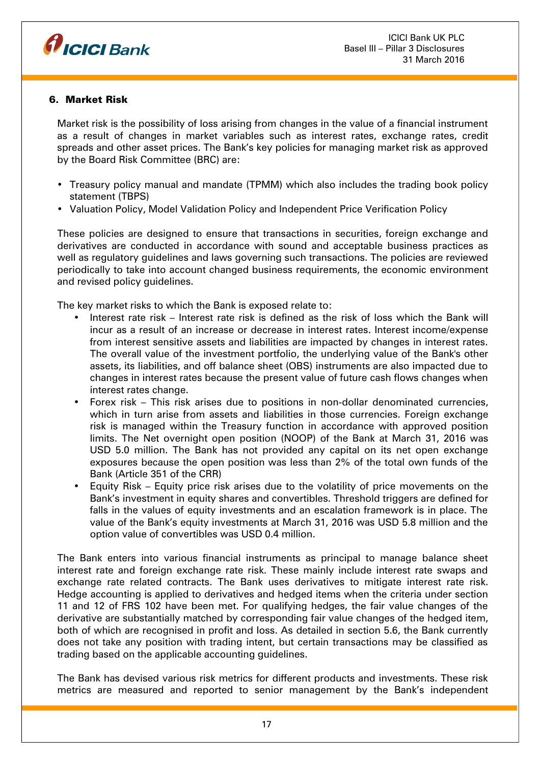## 6. Market Risk

Market risk is the possibility of loss arising from changes in the value of a financial instrument as a result of changes in market variables such as interest rates, exchange rates, credit spreads and other asset prices. The Bank's key policies for managing market risk as approved by the Board Risk Committee (BRC) are:

- Treasury policy manual and mandate (TPMM) which also includes the trading book policy statement (TBPS)
- Valuation Policy, Model Validation Policy and Independent Price Verification Policy

These policies are designed to ensure that transactions in securities, foreign exchange and derivatives are conducted in accordance with sound and acceptable business practices as well as regulatory guidelines and laws governing such transactions. The policies are reviewed periodically to take into account changed business requirements, the economic environment and revised policy guidelines.

The key market risks to which the Bank is exposed relate to:

- Interest rate risk – Interest rate risk is defined as the risk of loss which the Bank will incur as a result of an increase or decrease in interest rates. Interest income/expense from interest sensitive assets and liabilities are impacted by changes in interest rates. The overall value of the investment portfolio, the underlying value of the Bank's other assets, its liabilities, and off balance sheet (OBS) instruments are also impacted due to changes in interest rates because the present value of future cash flows changes when interest rates change.
- Forex risk – This risk arises due to positions in non-dollar denominated currencies, which in turn arise from assets and liabilities in those currencies. Foreign exchange risk is managed within the Treasury function in accordance with approved position limits. The Net overnight open position (NOOP) of the Bank at March 31, 2016 was USD 5.0 million. The Bank has not provided any capital on its net open exchange exposures because the open position was less than 2% of the total own funds of the Bank (Article 351 of the CRR)
- Equity Risk – Equity price risk arises due to the volatility of price movements on the Bank's investment in equity shares and convertibles. Threshold triggers are defined for falls in the values of equity investments and an escalation framework is in place. The value of the Bank's equity investments at March 31, 2016 was USD 5.8 million and the option value of convertibles was USD 0.4 million.

The Bank enters into various financial instruments as principal to manage balance sheet interest rate and foreign exchange rate risk. These mainly include interest rate swaps and exchange rate related contracts. The Bank uses derivatives to mitigate interest rate risk. Hedge accounting is applied to derivatives and hedged items when the criteria under section 11 and 12 of FRS 102 have been met. For qualifying hedges, the fair value changes of the derivative are substantially matched by corresponding fair value changes of the hedged item, both of which are recognised in profit and loss. As detailed in section 5.6, the Bank currently does not take any position with trading intent, but certain transactions may be classified as trading based on the applicable accounting guidelines.

The Bank has devised various risk metrics for different products and investments. These risk metrics are measured and reported to senior management by the Bank's independent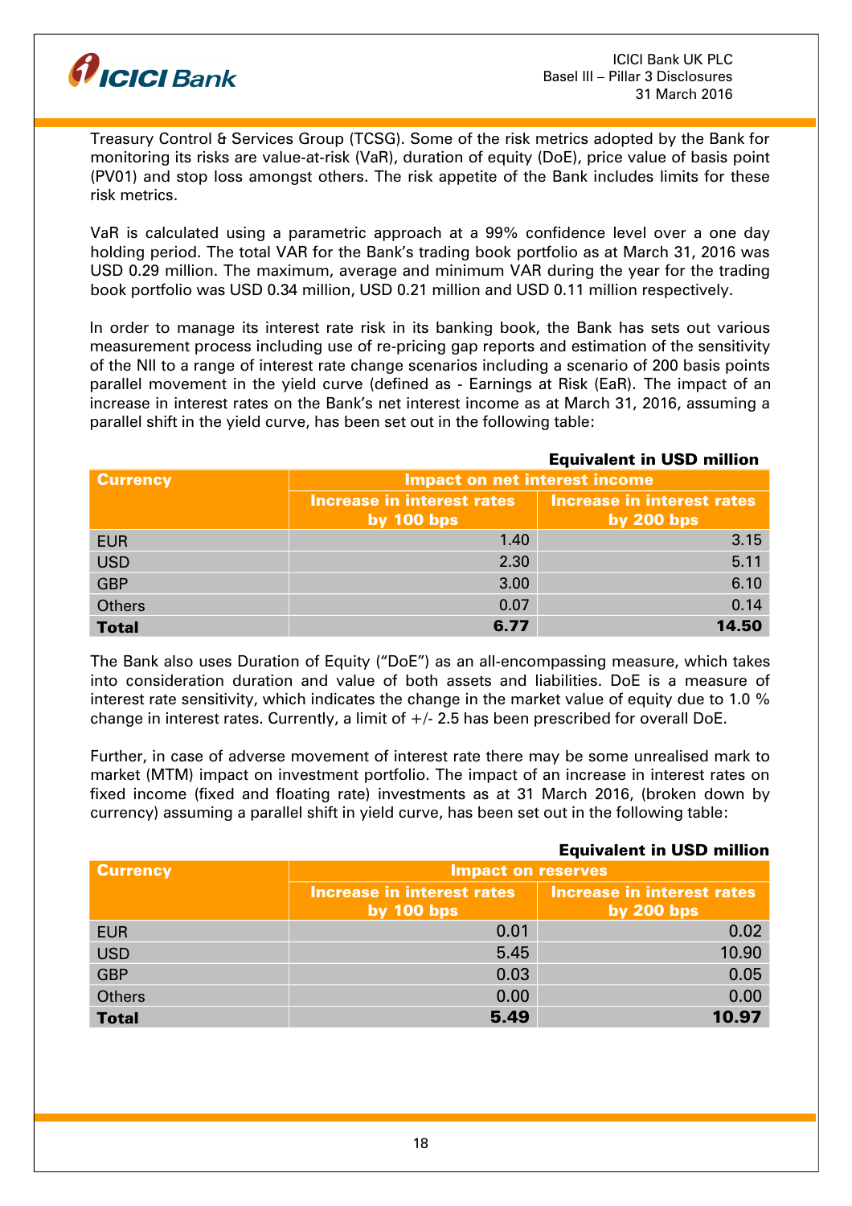Treasury Control & Services Group (TCSG). Some of the risk metrics adopted by the Bank for monitoring its risks are value-at-risk (VaR), duration of equity (DoE), price value of basis point (PV01) and stop loss amongst others. The risk appetite of the Bank includes limits for these risk metrics.

VaR is calculated using a parametric approach at a 99% confidence level over a one day holding period. The total VAR for the Bank's trading book portfolio as at March 31, 2016 was USD 0.29 million. The maximum, average and minimum VAR during the year for the trading book portfolio was USD 0.34 million, USD 0.21 million and USD 0.11 million respectively.

In order to manage its interest rate risk in its banking book, the Bank has sets out various measurement process including use of re-pricing gap reports and estimation of the sensitivity of the NII to a range of interest rate change scenarios including a scenario of 200 basis points parallel movement in the yield curve (defined as - Earnings at Risk (EaR). The impact of an increase in interest rates on the Bank's net interest income as at March 31, 2016, assuming a parallel shift in the yield curve, has been set out in the following table:

**Equivalent in USD million**

| Currency | Impact on net interest income | |
|---|---|---|
| | Increase in interest rates by 100 bps | Increase in interest rates by 200 bps |
| EUR | 1.40 | 3.15 |
| USD | 2.30 | 5.11 |
| GBP | 3.00 | 6.10 |
| Others | 0.07 | 0.14 |
| **Total** | **6.77** | **14.50** |

The Bank also uses Duration of Equity ("DoE") as an all-encompassing measure, which takes into consideration duration and value of both assets and liabilities. DoE is a measure of interest rate sensitivity, which indicates the change in the market value of equity due to 1.0 % change in interest rates. Currently, a limit of +/- 2.5 has been prescribed for overall DoE.

Further, in case of adverse movement of interest rate there may be some unrealised mark to market (MTM) impact on investment portfolio. The impact of an increase in interest rates on fixed income (fixed and floating rate) investments as at 31 March 2016, (broken down by currency) assuming a parallel shift in yield curve, has been set out in the following table:

**Equivalent in USD million**

| Currency | Impact on reserves | |
|---|---|---|
| | Increase in interest rates by 100 bps | Increase in interest rates by 200 bps |
| EUR | 0.01 | 0.02 |
| USD | 5.45 | 10.90 |
| GBP | 0.03 | 0.05 |
| Others | 0.00 | 0.00 |
| **Total** | **5.49** | **10.97** |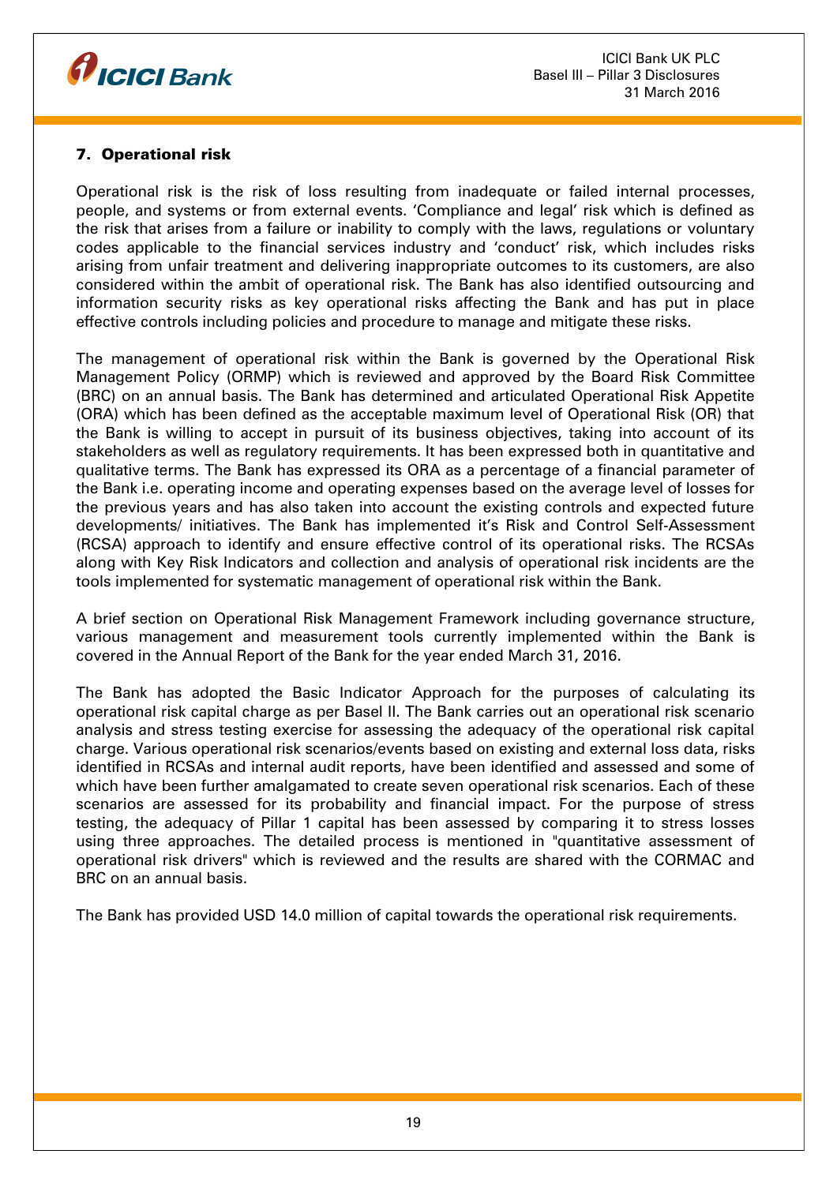## 7. Operational risk

Operational risk is the risk of loss resulting from inadequate or failed internal processes, people, and systems or from external events. 'Compliance and legal' risk which is defined as the risk that arises from a failure or inability to comply with the laws, regulations or voluntary codes applicable to the financial services industry and 'conduct' risk, which includes risks arising from unfair treatment and delivering inappropriate outcomes to its customers, are also considered within the ambit of operational risk. The Bank has also identified outsourcing and information security risks as key operational risks affecting the Bank and has put in place effective controls including policies and procedure to manage and mitigate these risks.

The management of operational risk within the Bank is governed by the Operational Risk Management Policy (ORMP) which is reviewed and approved by the Board Risk Committee (BRC) on an annual basis. The Bank has determined and articulated Operational Risk Appetite (ORA) which has been defined as the acceptable maximum level of Operational Risk (OR) that the Bank is willing to accept in pursuit of its business objectives, taking into account of its stakeholders as well as regulatory requirements. It has been expressed both in quantitative and qualitative terms. The Bank has expressed its ORA as a percentage of a financial parameter of the Bank i.e. operating income and operating expenses based on the average level of losses for the previous years and has also taken into account the existing controls and expected future developments/ initiatives. The Bank has implemented it's Risk and Control Self-Assessment (RCSA) approach to identify and ensure effective control of its operational risks. The RCSAs along with Key Risk Indicators and collection and analysis of operational risk incidents are the tools implemented for systematic management of operational risk within the Bank.

A brief section on Operational Risk Management Framework including governance structure, various management and measurement tools currently implemented within the Bank is covered in the Annual Report of the Bank for the year ended March 31, 2016.

The Bank has adopted the Basic Indicator Approach for the purposes of calculating its operational risk capital charge as per Basel II. The Bank carries out an operational risk scenario analysis and stress testing exercise for assessing the adequacy of the operational risk capital charge. Various operational risk scenarios/events based on existing and external loss data, risks identified in RCSAs and internal audit reports, have been identified and assessed and some of which have been further amalgamated to create seven operational risk scenarios. Each of these scenarios are assessed for its probability and financial impact. For the purpose of stress testing, the adequacy of Pillar 1 capital has been assessed by comparing it to stress losses using three approaches. The detailed process is mentioned in "quantitative assessment of operational risk drivers" which is reviewed and the results are shared with the CORMAC and BRC on an annual basis.

The Bank has provided USD 14.0 million of capital towards the operational risk requirements.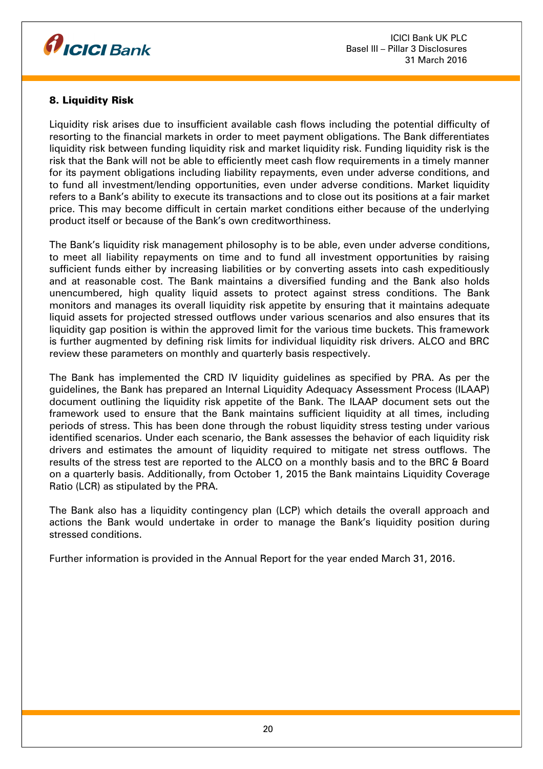## 8. Liquidity Risk

Liquidity risk arises due to insufficient available cash flows including the potential difficulty of resorting to the financial markets in order to meet payment obligations. The Bank differentiates liquidity risk between funding liquidity risk and market liquidity risk. Funding liquidity risk is the risk that the Bank will not be able to efficiently meet cash flow requirements in a timely manner for its payment obligations including liability repayments, even under adverse conditions, and to fund all investment/lending opportunities, even under adverse conditions. Market liquidity refers to a Bank's ability to execute its transactions and to close out its positions at a fair market price. This may become difficult in certain market conditions either because of the underlying product itself or because of the Bank's own creditworthiness.

The Bank's liquidity risk management philosophy is to be able, even under adverse conditions, to meet all liability repayments on time and to fund all investment opportunities by raising sufficient funds either by increasing liabilities or by converting assets into cash expeditiously and at reasonable cost. The Bank maintains a diversified funding and the Bank also holds unencumbered, high quality liquid assets to protect against stress conditions. The Bank monitors and manages its overall liquidity risk appetite by ensuring that it maintains adequate liquid assets for projected stressed outflows under various scenarios and also ensures that its liquidity gap position is within the approved limit for the various time buckets. This framework is further augmented by defining risk limits for individual liquidity risk drivers. ALCO and BRC review these parameters on monthly and quarterly basis respectively.

The Bank has implemented the CRD IV liquidity guidelines as specified by PRA. As per the guidelines, the Bank has prepared an Internal Liquidity Adequacy Assessment Process (ILAAP) document outlining the liquidity risk appetite of the Bank. The ILAAP document sets out the framework used to ensure that the Bank maintains sufficient liquidity at all times, including periods of stress. This has been done through the robust liquidity stress testing under various identified scenarios. Under each scenario, the Bank assesses the behavior of each liquidity risk drivers and estimates the amount of liquidity required to mitigate net stress outflows. The results of the stress test are reported to the ALCO on a monthly basis and to the BRC & Board on a quarterly basis. Additionally, from October 1, 2015 the Bank maintains Liquidity Coverage Ratio (LCR) as stipulated by the PRA.

The Bank also has a liquidity contingency plan (LCP) which details the overall approach and actions the Bank would undertake in order to manage the Bank's liquidity position during stressed conditions.

Further information is provided in the Annual Report for the year ended March 31, 2016.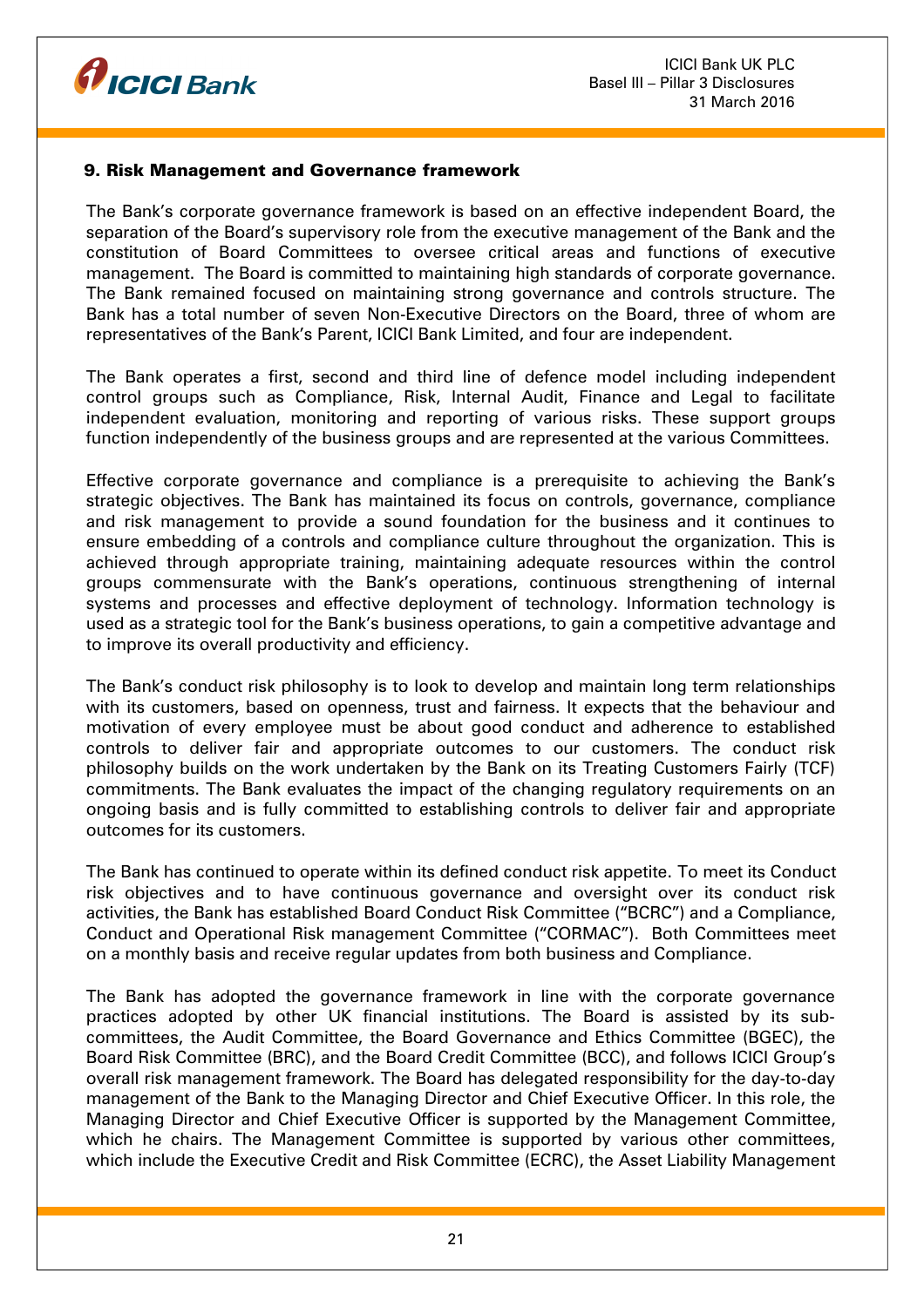## 9. Risk Management and Governance framework

The Bank's corporate governance framework is based on an effective independent Board, the separation of the Board's supervisory role from the executive management of the Bank and the constitution of Board Committees to oversee critical areas and functions of executive management. The Board is committed to maintaining high standards of corporate governance. The Bank remained focused on maintaining strong governance and controls structure. The Bank has a total number of seven Non-Executive Directors on the Board, three of whom are representatives of the Bank's Parent, ICICI Bank Limited, and four are independent.

The Bank operates a first, second and third line of defence model including independent control groups such as Compliance, Risk, Internal Audit, Finance and Legal to facilitate independent evaluation, monitoring and reporting of various risks. These support groups function independently of the business groups and are represented at the various Committees.

Effective corporate governance and compliance is a prerequisite to achieving the Bank's strategic objectives. The Bank has maintained its focus on controls, governance, compliance and risk management to provide a sound foundation for the business and it continues to ensure embedding of a controls and compliance culture throughout the organization. This is achieved through appropriate training, maintaining adequate resources within the control groups commensurate with the Bank's operations, continuous strengthening of internal systems and processes and effective deployment of technology. Information technology is used as a strategic tool for the Bank's business operations, to gain a competitive advantage and to improve its overall productivity and efficiency.

The Bank's conduct risk philosophy is to look to develop and maintain long term relationships with its customers, based on openness, trust and fairness. It expects that the behaviour and motivation of every employee must be about good conduct and adherence to established controls to deliver fair and appropriate outcomes to our customers. The conduct risk philosophy builds on the work undertaken by the Bank on its Treating Customers Fairly (TCF) commitments. The Bank evaluates the impact of the changing regulatory requirements on an ongoing basis and is fully committed to establishing controls to deliver fair and appropriate outcomes for its customers.

The Bank has continued to operate within its defined conduct risk appetite. To meet its Conduct risk objectives and to have continuous governance and oversight over its conduct risk activities, the Bank has established Board Conduct Risk Committee ("BCRC") and a Compliance, Conduct and Operational Risk management Committee ("CORMAC"). Both Committees meet on a monthly basis and receive regular updates from both business and Compliance.

The Bank has adopted the governance framework in line with the corporate governance practices adopted by other UK financial institutions. The Board is assisted by its sub-committees, the Audit Committee, the Board Governance and Ethics Committee (BGEC), the Board Risk Committee (BRC), and the Board Credit Committee (BCC), and follows ICICI Group's overall risk management framework. The Board has delegated responsibility for the day-to-day management of the Bank to the Managing Director and Chief Executive Officer. In this role, the Managing Director and Chief Executive Officer is supported by the Management Committee, which he chairs. The Management Committee is supported by various other committees, which include the Executive Credit and Risk Committee (ECRC), the Asset Liability Management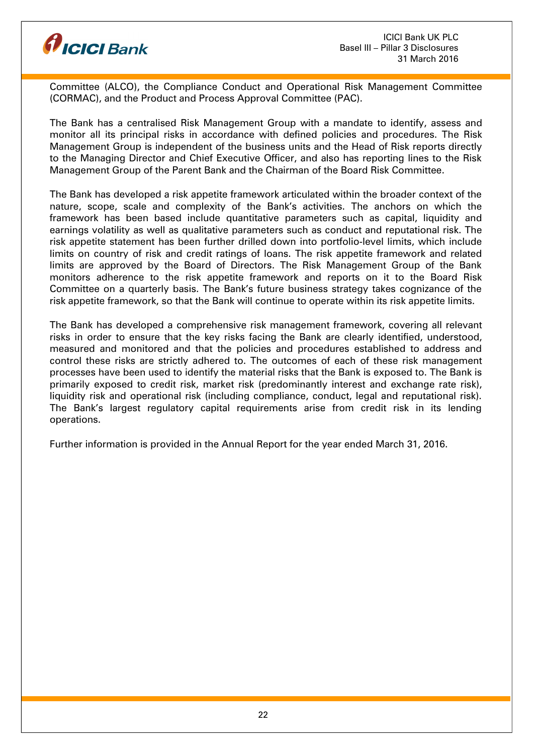Committee (ALCO), the Compliance Conduct and Operational Risk Management Committee (CORMAC), and the Product and Process Approval Committee (PAC).

The Bank has a centralised Risk Management Group with a mandate to identify, assess and monitor all its principal risks in accordance with defined policies and procedures. The Risk Management Group is independent of the business units and the Head of Risk reports directly to the Managing Director and Chief Executive Officer, and also has reporting lines to the Risk Management Group of the Parent Bank and the Chairman of the Board Risk Committee.

The Bank has developed a risk appetite framework articulated within the broader context of the nature, scope, scale and complexity of the Bank's activities. The anchors on which the framework has been based include quantitative parameters such as capital, liquidity and earnings volatility as well as qualitative parameters such as conduct and reputational risk. The risk appetite statement has been further drilled down into portfolio-level limits, which include limits on country of risk and credit ratings of loans. The risk appetite framework and related limits are approved by the Board of Directors. The Risk Management Group of the Bank monitors adherence to the risk appetite framework and reports on it to the Board Risk Committee on a quarterly basis. The Bank's future business strategy takes cognizance of the risk appetite framework, so that the Bank will continue to operate within its risk appetite limits.

The Bank has developed a comprehensive risk management framework, covering all relevant risks in order to ensure that the key risks facing the Bank are clearly identified, understood, measured and monitored and that the policies and procedures established to address and control these risks are strictly adhered to. The outcomes of each of these risk management processes have been used to identify the material risks that the Bank is exposed to. The Bank is primarily exposed to credit risk, market risk (predominantly interest and exchange rate risk), liquidity risk and operational risk (including compliance, conduct, legal and reputational risk). The Bank's largest regulatory capital requirements arise from credit risk in its lending operations.

Further information is provided in the Annual Report for the year ended March 31, 2016.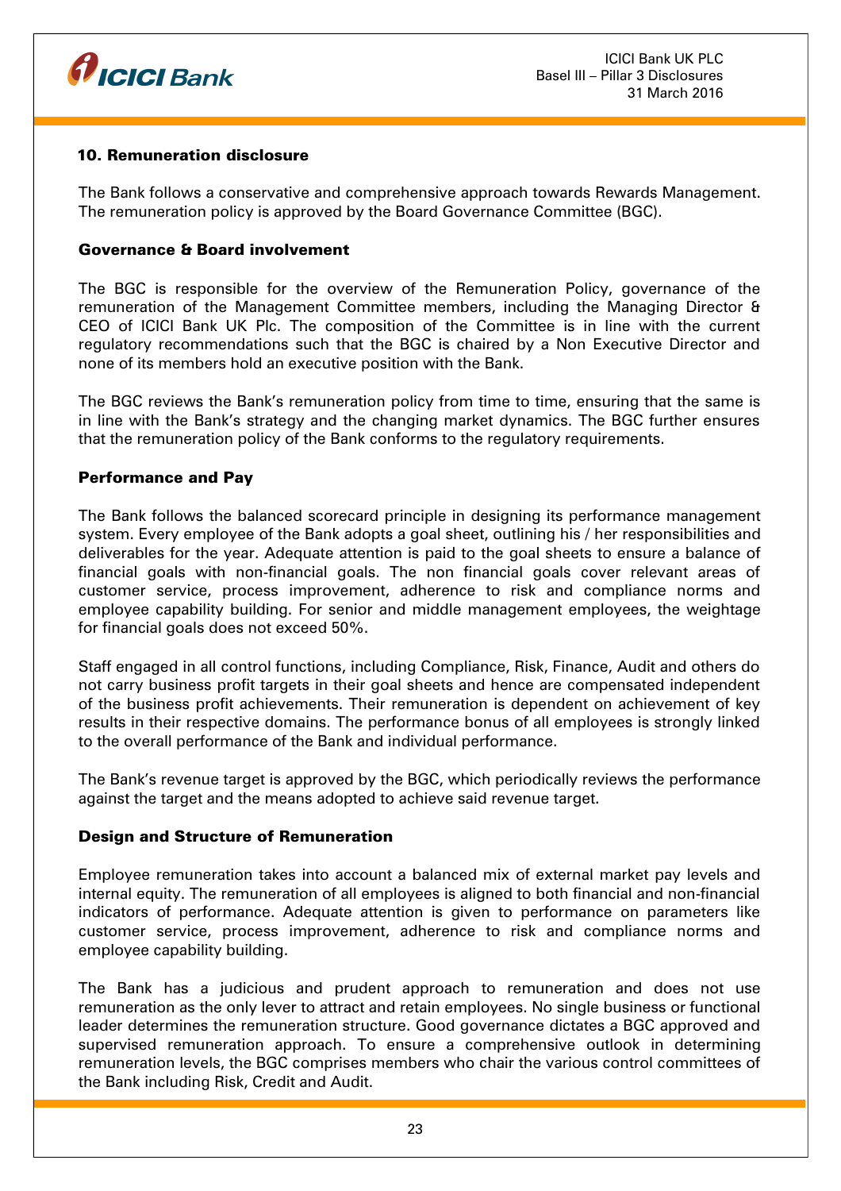## 10. Remuneration disclosure

The Bank follows a conservative and comprehensive approach towards Rewards Management. The remuneration policy is approved by the Board Governance Committee (BGC).

### Governance & Board involvement

The BGC is responsible for the overview of the Remuneration Policy, governance of the remuneration of the Management Committee members, including the Managing Director & CEO of ICICI Bank UK Plc. The composition of the Committee is in line with the current regulatory recommendations such that the BGC is chaired by a Non Executive Director and none of its members hold an executive position with the Bank.

The BGC reviews the Bank's remuneration policy from time to time, ensuring that the same is in line with the Bank's strategy and the changing market dynamics. The BGC further ensures that the remuneration policy of the Bank conforms to the regulatory requirements.

### Performance and Pay

The Bank follows the balanced scorecard principle in designing its performance management system. Every employee of the Bank adopts a goal sheet, outlining his / her responsibilities and deliverables for the year. Adequate attention is paid to the goal sheets to ensure a balance of financial goals with non-financial goals. The non financial goals cover relevant areas of customer service, process improvement, adherence to risk and compliance norms and employee capability building. For senior and middle management employees, the weightage for financial goals does not exceed 50%.

Staff engaged in all control functions, including Compliance, Risk, Finance, Audit and others do not carry business profit targets in their goal sheets and hence are compensated independent of the business profit achievements. Their remuneration is dependent on achievement of key results in their respective domains. The performance bonus of all employees is strongly linked to the overall performance of the Bank and individual performance.

The Bank's revenue target is approved by the BGC, which periodically reviews the performance against the target and the means adopted to achieve said revenue target.

### Design and Structure of Remuneration

Employee remuneration takes into account a balanced mix of external market pay levels and internal equity. The remuneration of all employees is aligned to both financial and non-financial indicators of performance. Adequate attention is given to performance on parameters like customer service, process improvement, adherence to risk and compliance norms and employee capability building.

The Bank has a judicious and prudent approach to remuneration and does not use remuneration as the only lever to attract and retain employees. No single business or functional leader determines the remuneration structure. Good governance dictates a BGC approved and supervised remuneration approach. To ensure a comprehensive outlook in determining remuneration levels, the BGC comprises members who chair the various control committees of the Bank including Risk, Credit and Audit.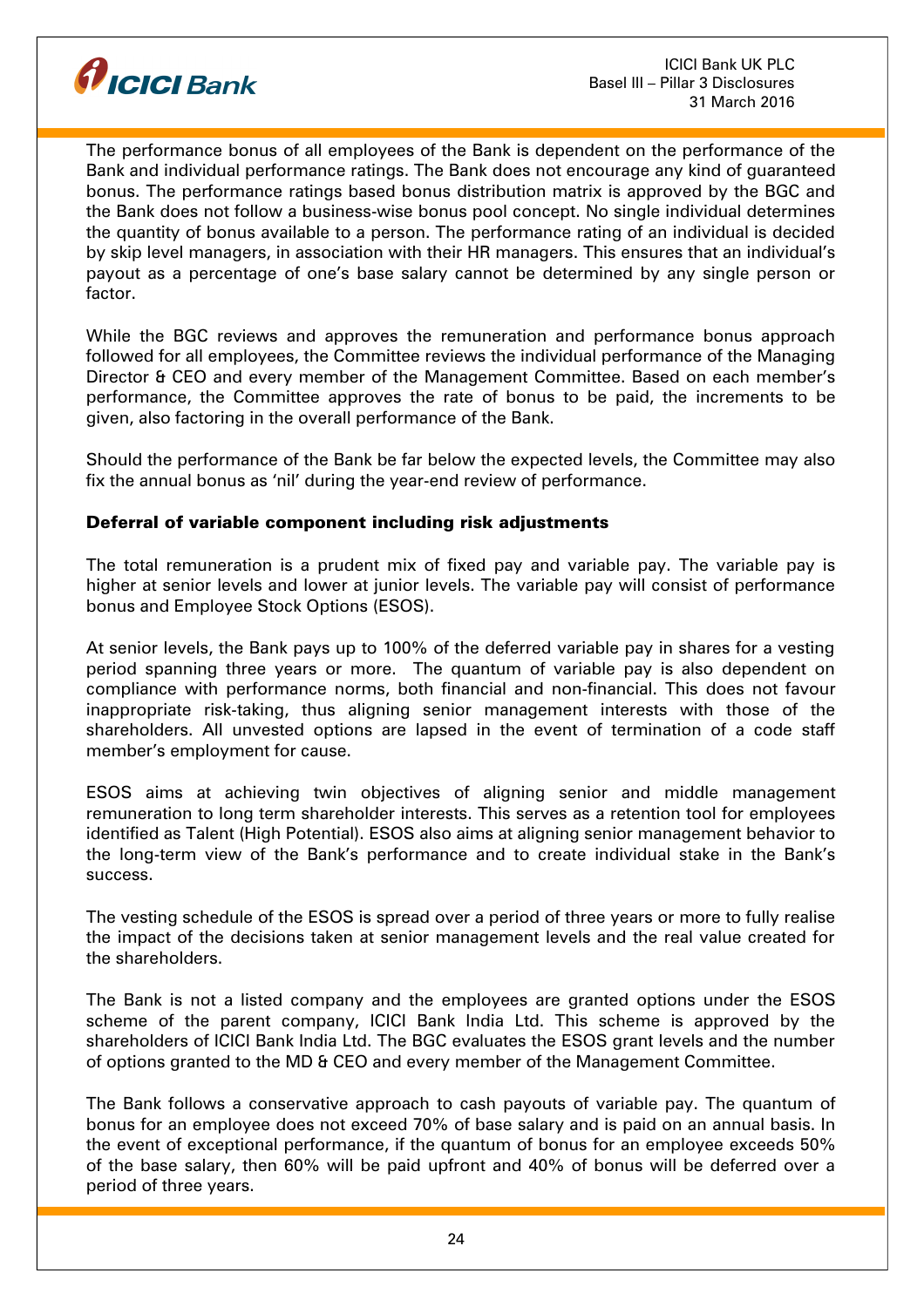The performance bonus of all employees of the Bank is dependent on the performance of the Bank and individual performance ratings. The Bank does not encourage any kind of guaranteed bonus. The performance ratings based bonus distribution matrix is approved by the BGC and the Bank does not follow a business-wise bonus pool concept. No single individual determines the quantity of bonus available to a person. The performance rating of an individual is decided by skip level managers, in association with their HR managers. This ensures that an individual's payout as a percentage of one's base salary cannot be determined by any single person or factor.

While the BGC reviews and approves the remuneration and performance bonus approach followed for all employees, the Committee reviews the individual performance of the Managing Director & CEO and every member of the Management Committee. Based on each member's performance, the Committee approves the rate of bonus to be paid, the increments to be given, also factoring in the overall performance of the Bank.

Should the performance of the Bank be far below the expected levels, the Committee may also fix the annual bonus as 'nil' during the year-end review of performance.

**Deferral of variable component including risk adjustments**

The total remuneration is a prudent mix of fixed pay and variable pay. The variable pay is higher at senior levels and lower at junior levels. The variable pay will consist of performance bonus and Employee Stock Options (ESOS).

At senior levels, the Bank pays up to 100% of the deferred variable pay in shares for a vesting period spanning three years or more. The quantum of variable pay is also dependent on compliance with performance norms, both financial and non-financial. This does not favour inappropriate risk-taking, thus aligning senior management interests with those of the shareholders. All unvested options are lapsed in the event of termination of a code staff member's employment for cause.

ESOS aims at achieving twin objectives of aligning senior and middle management remuneration to long term shareholder interests. This serves as a retention tool for employees identified as Talent (High Potential). ESOS also aims at aligning senior management behavior to the long-term view of the Bank's performance and to create individual stake in the Bank's success.

The vesting schedule of the ESOS is spread over a period of three years or more to fully realise the impact of the decisions taken at senior management levels and the real value created for the shareholders.

The Bank is not a listed company and the employees are granted options under the ESOS scheme of the parent company, ICICI Bank India Ltd. This scheme is approved by the shareholders of ICICI Bank India Ltd. The BGC evaluates the ESOS grant levels and the number of options granted to the MD & CEO and every member of the Management Committee.

The Bank follows a conservative approach to cash payouts of variable pay. The quantum of bonus for an employee does not exceed 70% of base salary and is paid on an annual basis. In the event of exceptional performance, if the quantum of bonus for an employee exceeds 50% of the base salary, then 60% will be paid upfront and 40% of bonus will be deferred over a period of three years.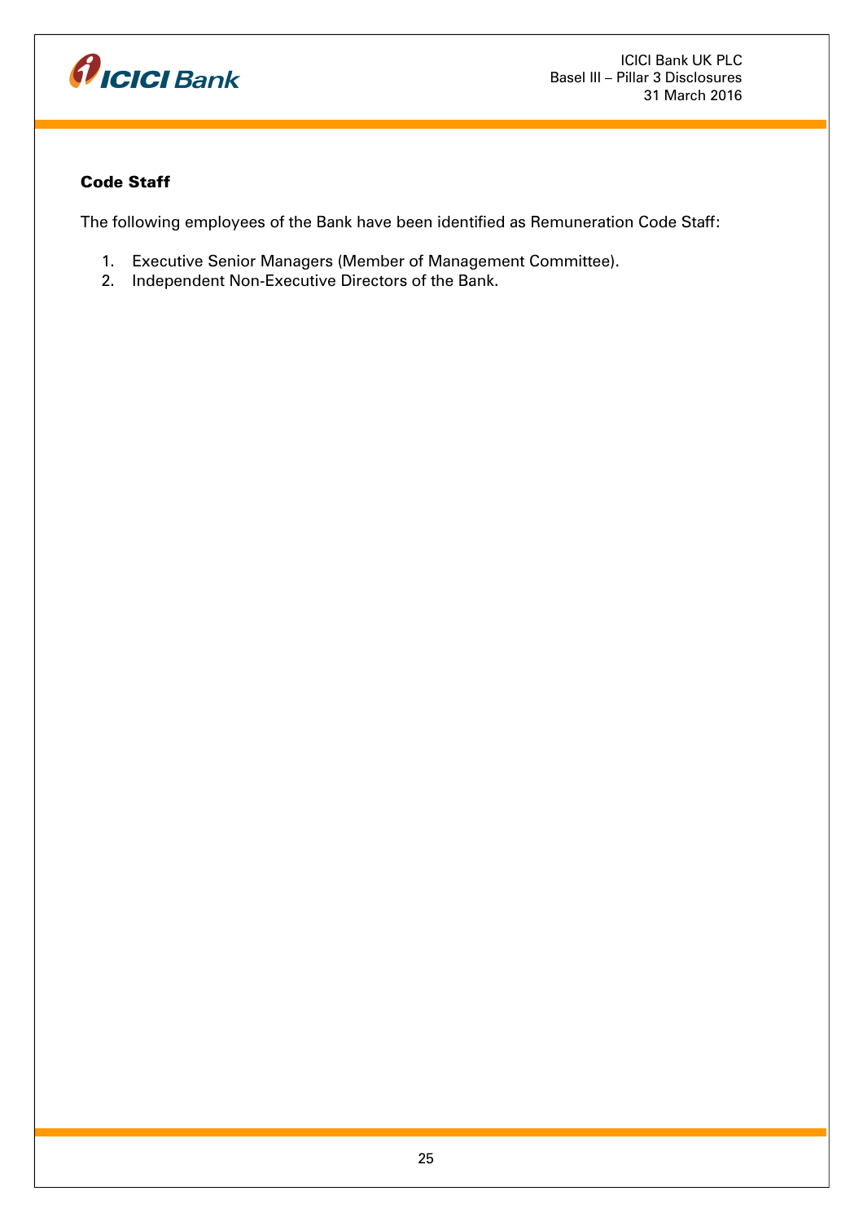### Code Staff

The following employees of the Bank have been identified as Remuneration Code Staff:

1. Executive Senior Managers (Member of Management Committee).
2. Independent Non-Executive Directors of the Bank.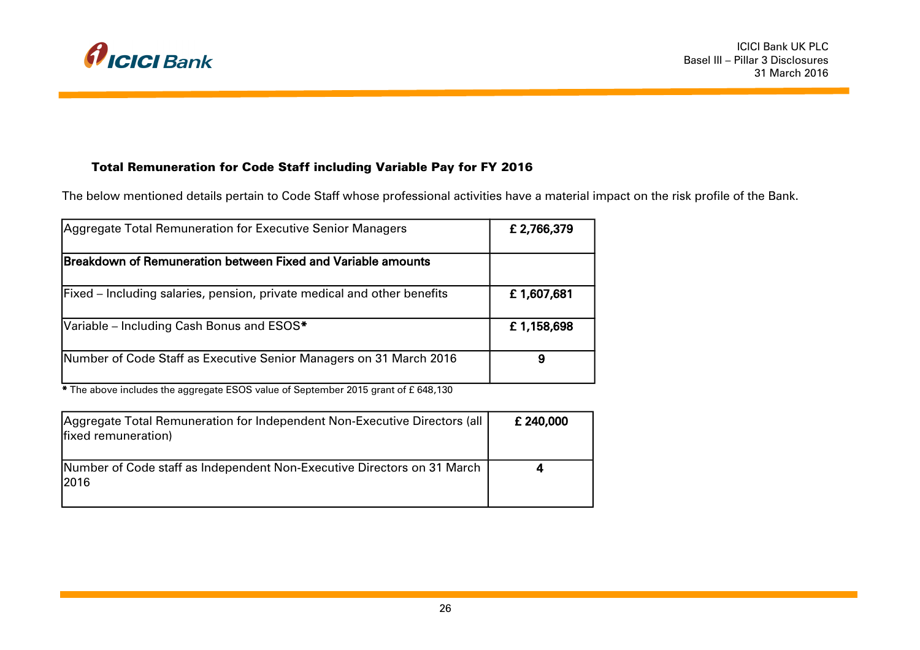### Total Remuneration for Code Staff including Variable Pay for FY 2016

The below mentioned details pertain to Code Staff whose professional activities have a material impact on the risk profile of the Bank.

| | |
|---|---|
| Aggregate Total Remuneration for Executive Senior Managers | **£ 2,766,379** |
| **Breakdown of Remuneration between Fixed and Variable amounts** | |
| Fixed – Including salaries, pension, private medical and other benefits | **£ 1,607,681** |
| Variable – Including Cash Bonus and ESOS* | **£ 1,158,698** |
| Number of Code Staff as Executive Senior Managers on 31 March 2016 | **9** |

* The above includes the aggregate ESOS value of September 2015 grant of £ 648,130

| | |
|---|---|
| Aggregate Total Remuneration for Independent Non-Executive Directors (all fixed remuneration) | **£ 240,000** |
| Number of Code staff as Independent Non-Executive Directors on 31 March 2016 | **4** |